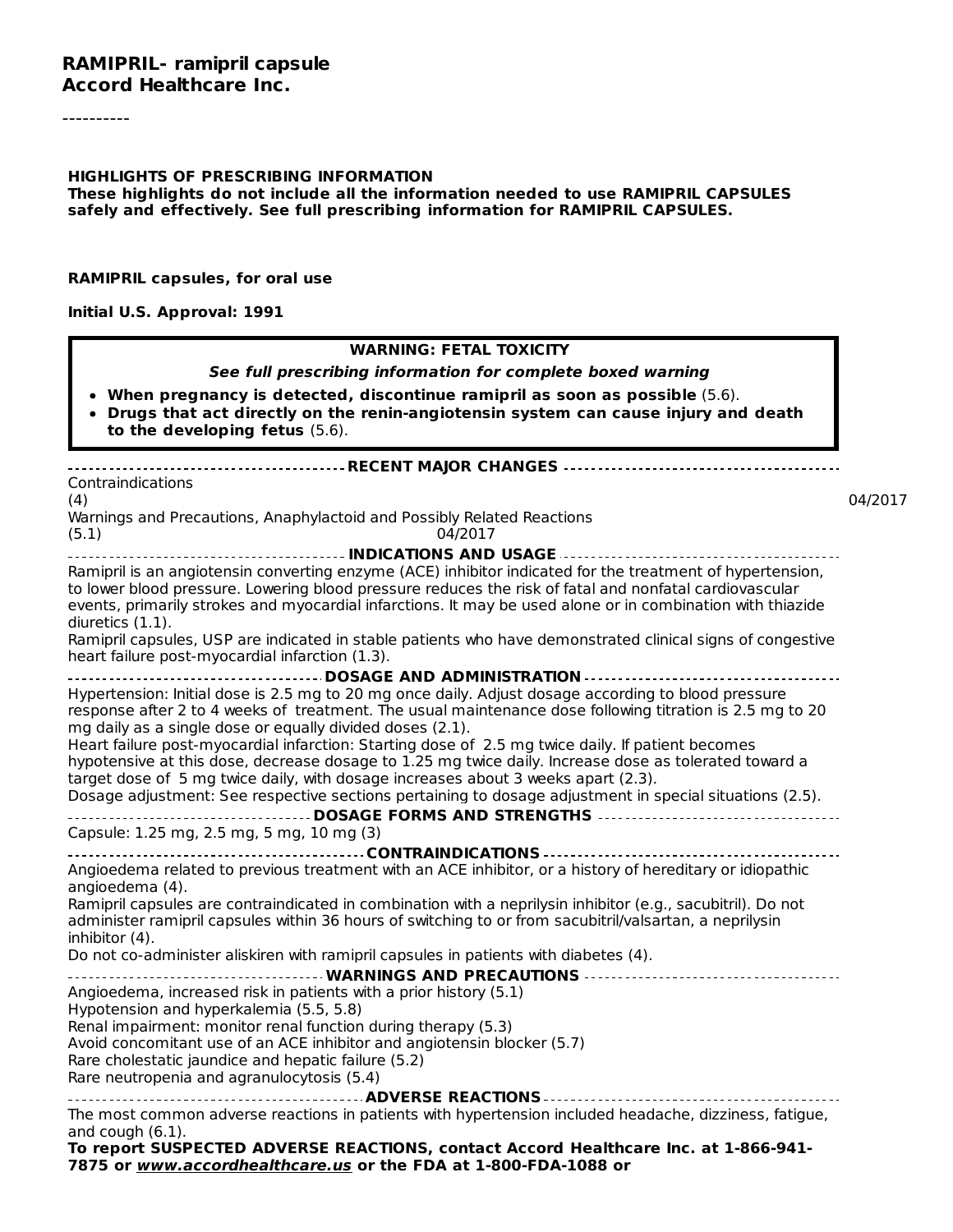**RAMIPRIL- ramipril capsule**
**Accord Healthcare Inc.**

----------

**HIGHLIGHTS OF PRESCRIBING INFORMATION**
**These highlights do not include all the information needed to use RAMIPRIL CAPSULES safely and effectively. See full prescribing information for RAMIPRIL CAPSULES.**

**RAMIPRIL capsules, for oral use**

**Initial U.S. Approval: 1991**

> **WARNING: FETAL TOXICITY**
>
> ***See full prescribing information for complete boxed warning***
>
> - **When pregnancy is detected, discontinue ramipril as soon as possible** (5.6).
> - **Drugs that act directly on the renin-angiotensin system can cause injury and death to the developing fetus** (5.6).

**RECENT MAJOR CHANGES**

Contraindications (4) 04/2017
Warnings and Precautions, Anaphylactoid and Possibly Related Reactions (5.1) 04/2017

**INDICATIONS AND USAGE**

Ramipril is an angiotensin converting enzyme (ACE) inhibitor indicated for the treatment of hypertension, to lower blood pressure. Lowering blood pressure reduces the risk of fatal and nonfatal cardiovascular events, primarily strokes and myocardial infarctions. It may be used alone or in combination with thiazide diuretics (1.1).
Ramipril capsules, USP are indicated in stable patients who have demonstrated clinical signs of congestive heart failure post-myocardial infarction (1.3).

**DOSAGE AND ADMINISTRATION**

Hypertension: Initial dose is 2.5 mg to 20 mg once daily. Adjust dosage according to blood pressure response after 2 to 4 weeks of treatment. The usual maintenance dose following titration is 2.5 mg to 20 mg daily as a single dose or equally divided doses (2.1).
Heart failure post-myocardial infarction: Starting dose of 2.5 mg twice daily. If patient becomes hypotensive at this dose, decrease dose to 1.25 mg twice daily. Increase dose as tolerated toward a target dose of 5 mg twice daily, with dosage increases about 3 weeks apart (2.3).
Dosage adjustment: See respective sections pertaining to dosage adjustment in special situations (2.5).

**DOSAGE FORMS AND STRENGTHS**

Capsule: 1.25 mg, 2.5 mg, 5 mg, 10 mg (3)

**CONTRAINDICATIONS**

Angioedema related to previous treatment with an ACE inhibitor, or a history of hereditary or idiopathic angioedema (4).
Ramipril capsules are contraindicated in combination with a neprilysin inhibitor (e.g., sacubitril). Do not administer ramipril capsules within 36 hours of switching to or from sacubitril/valsartan, a neprilysin inhibitor (4).
Do not co-administer aliskiren with ramipril capsules in patients with diabetes (4).

**WARNINGS AND PRECAUTIONS**

Angioedema, increased risk in patients with a prior history (5.1)
Hypotension and hyperkalemia (5.5, 5.8)
Renal impairment: monitor renal function during therapy (5.3)
Avoid concomitant use of an ACE inhibitor and angiotensin blocker (5.7)
Rare cholestatic jaundice and hepatic failure (5.2)
Rare neutropenia and agranulocytosis (5.4)

**ADVERSE REACTIONS**

The most common adverse reactions in patients with hypertension included headache, dizziness, fatigue, and cough (6.1).
**To report SUSPECTED ADVERSE REACTIONS, contact Accord Healthcare Inc. at 1-866-941-7875 or *www.accordhealthcare.us* or the FDA at 1-800-FDA-1088 or**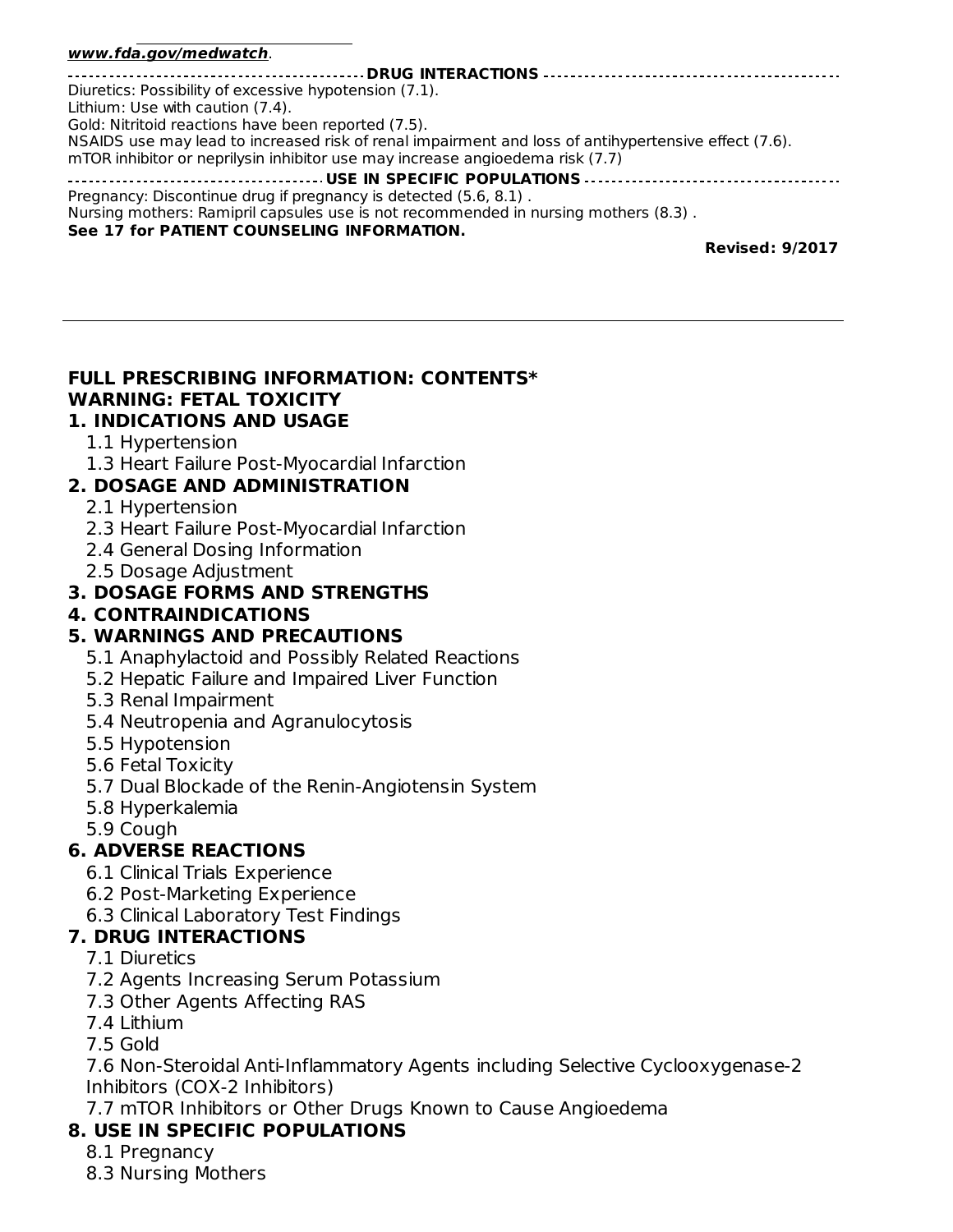**www.fda.gov/medwatch**.

**DRUG INTERACTIONS**

Diuretics: Possibility of excessive hypotension (7.1).
Lithium: Use with caution (7.4).
Gold: Nitritoid reactions have been reported (7.5).
NSAIDS use may lead to increased risk of renal impairment and loss of antihypertensive effect (7.6).
mTOR inhibitor or neprilysin inhibitor use may increase angioedema risk (7.7)

**USE IN SPECIFIC POPULATIONS**

Pregnancy: Discontinue drug if pregnancy is detected (5.6, 8.1) .
Nursing mothers: Ramipril capsules use is not recommended in nursing mothers (8.3) .
**See 17 for PATIENT COUNSELING INFORMATION.**

**Revised: 9/2017**

---

## FULL PRESCRIBING INFORMATION: CONTENTS*

**WARNING: FETAL TOXICITY**

**1. INDICATIONS AND USAGE**
- 1.1 Hypertension
- 1.3 Heart Failure Post-Myocardial Infarction

**2. DOSAGE AND ADMINISTRATION**
- 2.1 Hypertension
- 2.3 Heart Failure Post-Myocardial Infarction
- 2.4 General Dosing Information
- 2.5 Dosage Adjustment

**3. DOSAGE FORMS AND STRENGTHS**

**4. CONTRAINDICATIONS**

**5. WARNINGS AND PRECAUTIONS**
- 5.1 Anaphylactoid and Possibly Related Reactions
- 5.2 Hepatic Failure and Impaired Liver Function
- 5.3 Renal Impairment
- 5.4 Neutropenia and Agranulocytosis
- 5.5 Hypotension
- 5.6 Fetal Toxicity
- 5.7 Dual Blockade of the Renin-Angiotensin System
- 5.8 Hyperkalemia
- 5.9 Cough

**6. ADVERSE REACTIONS**
- 6.1 Clinical Trials Experience
- 6.2 Post-Marketing Experience
- 6.3 Clinical Laboratory Test Findings

**7. DRUG INTERACTIONS**
- 7.1 Diuretics
- 7.2 Agents Increasing Serum Potassium
- 7.3 Other Agents Affecting RAS
- 7.4 Lithium
- 7.5 Gold
- 7.6 Non-Steroidal Anti-Inflammatory Agents including Selective Cyclooxygenase-2 Inhibitors (COX-2 Inhibitors)
- 7.7 mTOR Inhibitors or Other Drugs Known to Cause Angioedema

**8. USE IN SPECIFIC POPULATIONS**
- 8.1 Pregnancy
- 8.3 Nursing Mothers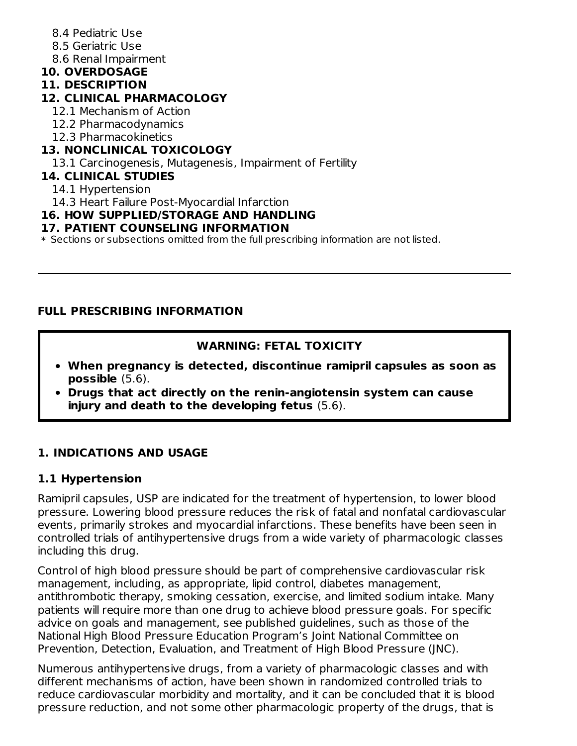8.4 Pediatric Use
8.5 Geriatric Use
8.6 Renal Impairment

**10. OVERDOSAGE**

**11. DESCRIPTION**

**12. CLINICAL PHARMACOLOGY**

12.1 Mechanism of Action
12.2 Pharmacodynamics
12.3 Pharmacokinetics

**13. NONCLINICAL TOXICOLOGY**

13.1 Carcinogenesis, Mutagenesis, Impairment of Fertility

**14. CLINICAL STUDIES**

14.1 Hypertension
14.3 Heart Failure Post-Myocardial Infarction

**16. HOW SUPPLIED/STORAGE AND HANDLING**

**17. PATIENT COUNSELING INFORMATION**

* Sections or subsections omitted from the full prescribing information are not listed.

---

## FULL PRESCRIBING INFORMATION

**WARNING: FETAL TOXICITY**

- **When pregnancy is detected, discontinue ramipril capsules as soon as possible** (5.6).
- **Drugs that act directly on the renin-angiotensin system can cause injury and death to the developing fetus** (5.6).

## 1. INDICATIONS AND USAGE

### 1.1 Hypertension

Ramipril capsules, USP are indicated for the treatment of hypertension, to lower blood pressure. Lowering blood pressure reduces the risk of fatal and nonfatal cardiovascular events, primarily strokes and myocardial infarctions. These benefits have been seen in controlled trials of antihypertensive drugs from a wide variety of pharmacologic classes including this drug.

Control of high blood pressure should be part of comprehensive cardiovascular risk management, including, as appropriate, lipid control, diabetes management, antithrombotic therapy, smoking cessation, exercise, and limited sodium intake. Many patients will require more than one drug to achieve blood pressure goals. For specific advice on goals and management, see published guidelines, such as those of the National High Blood Pressure Education Program's Joint National Committee on Prevention, Detection, Evaluation, and Treatment of High Blood Pressure (JNC).

Numerous antihypertensive drugs, from a variety of pharmacologic classes and with different mechanisms of action, have been shown in randomized controlled trials to reduce cardiovascular morbidity and mortality, and it can be concluded that it is blood pressure reduction, and not some other pharmacologic property of the drugs, that is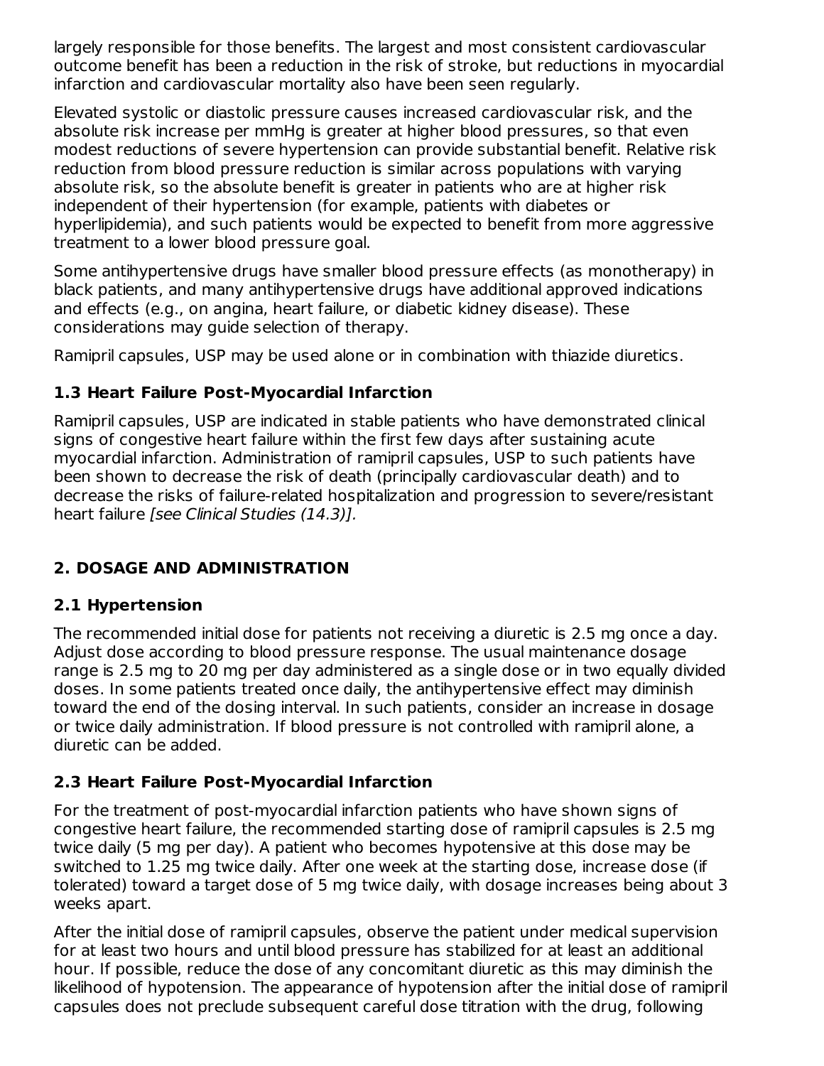largely responsible for those benefits. The largest and most consistent cardiovascular outcome benefit has been a reduction in the risk of stroke, but reductions in myocardial infarction and cardiovascular mortality also have been seen regularly.

Elevated systolic or diastolic pressure causes increased cardiovascular risk, and the absolute risk increase per mmHg is greater at higher blood pressures, so that even modest reductions of severe hypertension can provide substantial benefit. Relative risk reduction from blood pressure reduction is similar across populations with varying absolute risk, so the absolute benefit is greater in patients who are at higher risk independent of their hypertension (for example, patients with diabetes or hyperlipidemia), and such patients would be expected to benefit from more aggressive treatment to a lower blood pressure goal.

Some antihypertensive drugs have smaller blood pressure effects (as monotherapy) in black patients, and many antihypertensive drugs have additional approved indications and effects (e.g., on angina, heart failure, or diabetic kidney disease). These considerations may guide selection of therapy.

Ramipril capsules, USP may be used alone or in combination with thiazide diuretics.

### 1.3 Heart Failure Post-Myocardial Infarction

Ramipril capsules, USP are indicated in stable patients who have demonstrated clinical signs of congestive heart failure within the first few days after sustaining acute myocardial infarction. Administration of ramipril capsules, USP to such patients have been shown to decrease the risk of death (principally cardiovascular death) and to decrease the risks of failure-related hospitalization and progression to severe/resistant heart failure *[see Clinical Studies (14.3)].*

## 2. DOSAGE AND ADMINISTRATION

### 2.1 Hypertension

The recommended initial dose for patients not receiving a diuretic is 2.5 mg once a day. Adjust dose according to blood pressure response. The usual maintenance dosage range is 2.5 mg to 20 mg per day administered as a single dose or in two equally divided doses. In some patients treated once daily, the antihypertensive effect may diminish toward the end of the dosing interval. In such patients, consider an increase in dosage or twice daily administration. If blood pressure is not controlled with ramipril alone, a diuretic can be added.

### 2.3 Heart Failure Post-Myocardial Infarction

For the treatment of post-myocardial infarction patients who have shown signs of congestive heart failure, the recommended starting dose of ramipril capsules is 2.5 mg twice daily (5 mg per day). A patient who becomes hypotensive at this dose may be switched to 1.25 mg twice daily. After one week at the starting dose, increase dose (if tolerated) toward a target dose of 5 mg twice daily, with dosage increases being about 3 weeks apart.

After the initial dose of ramipril capsules, observe the patient under medical supervision for at least two hours and until blood pressure has stabilized for at least an additional hour. If possible, reduce the dose of any concomitant diuretic as this may diminish the likelihood of hypotension. The appearance of hypotension after the initial dose of ramipril capsules does not preclude subsequent careful dose titration with the drug, following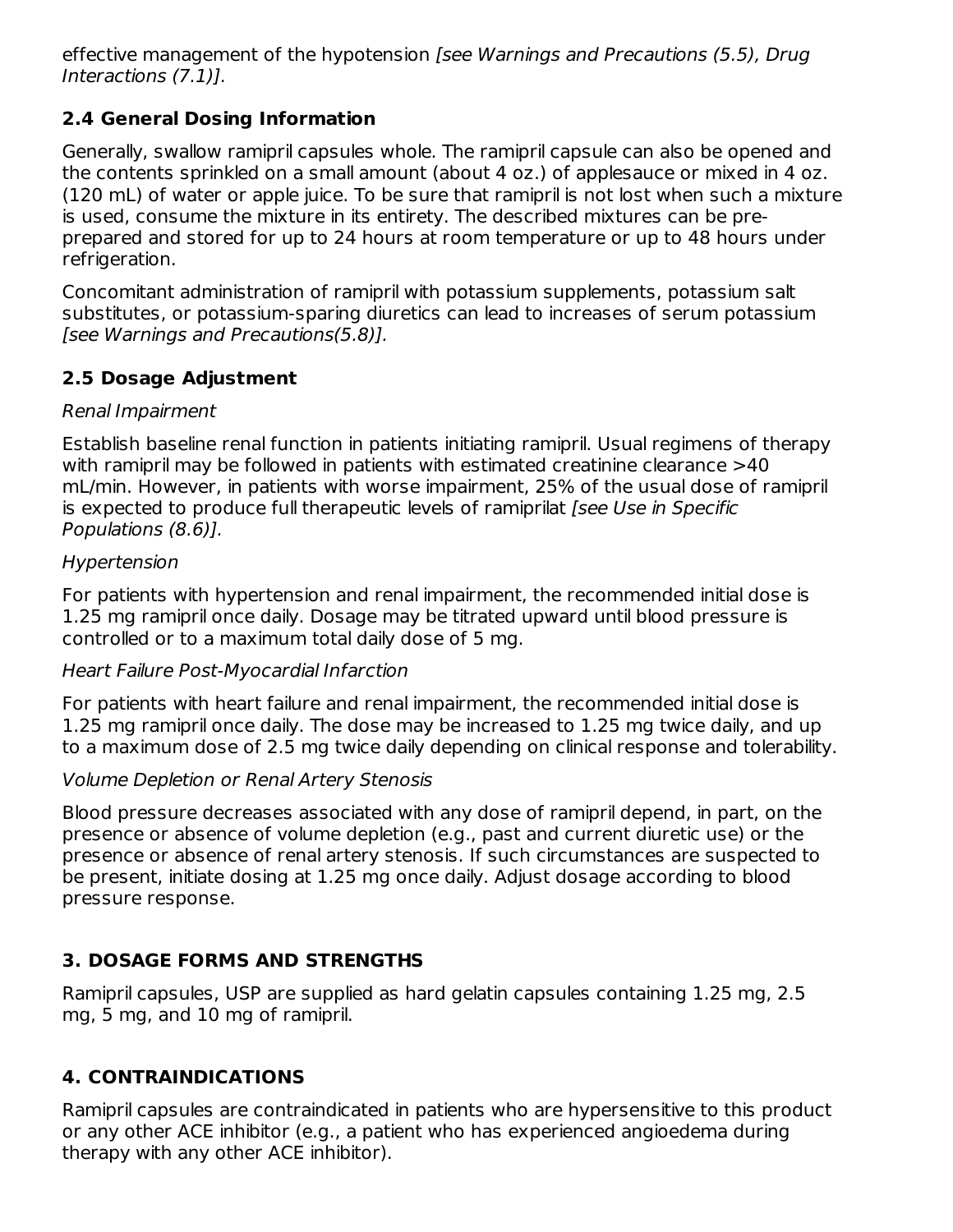effective management of the hypotension *[see Warnings and Precautions (5.5), Drug Interactions (7.1)].*

### 2.4 General Dosing Information

Generally, swallow ramipril capsules whole. The ramipril capsule can also be opened and the contents sprinkled on a small amount (about 4 oz.) of applesauce or mixed in 4 oz. (120 mL) of water or apple juice. To be sure that ramipril is not lost when such a mixture is used, consume the mixture in its entirety. The described mixtures can be pre-prepared and stored for up to 24 hours at room temperature or up to 48 hours under refrigeration.

Concomitant administration of ramipril with potassium supplements, potassium salt substitutes, or potassium-sparing diuretics can lead to increases of serum potassium *[see Warnings and Precautions(5.8)].*

### 2.5 Dosage Adjustment

*Renal Impairment*

Establish baseline renal function in patients initiating ramipril. Usual regimens of therapy with ramipril may be followed in patients with estimated creatinine clearance >40 mL/min. However, in patients with worse impairment, 25% of the usual dose of ramipril is expected to produce full therapeutic levels of ramiprilat *[see Use in Specific Populations (8.6)].*

*Hypertension*

For patients with hypertension and renal impairment, the recommended initial dose is 1.25 mg ramipril once daily. Dosage may be titrated upward until blood pressure is controlled or to a maximum total daily dose of 5 mg.

*Heart Failure Post-Myocardial Infarction*

For patients with heart failure and renal impairment, the recommended initial dose is 1.25 mg ramipril once daily. The dose may be increased to 1.25 mg twice daily, and up to a maximum dose of 2.5 mg twice daily depending on clinical response and tolerability.

*Volume Depletion or Renal Artery Stenosis*

Blood pressure decreases associated with any dose of ramipril depend, in part, on the presence or absence of volume depletion (e.g., past and current diuretic use) or the presence or absence of renal artery stenosis. If such circumstances are suspected to be present, initiate dosing at 1.25 mg once daily. Adjust dosage according to blood pressure response.

## 3. DOSAGE FORMS AND STRENGTHS

Ramipril capsules, USP are supplied as hard gelatin capsules containing 1.25 mg, 2.5 mg, 5 mg, and 10 mg of ramipril.

## 4. CONTRAINDICATIONS

Ramipril capsules are contraindicated in patients who are hypersensitive to this product or any other ACE inhibitor (e.g., a patient who has experienced angioedema during therapy with any other ACE inhibitor).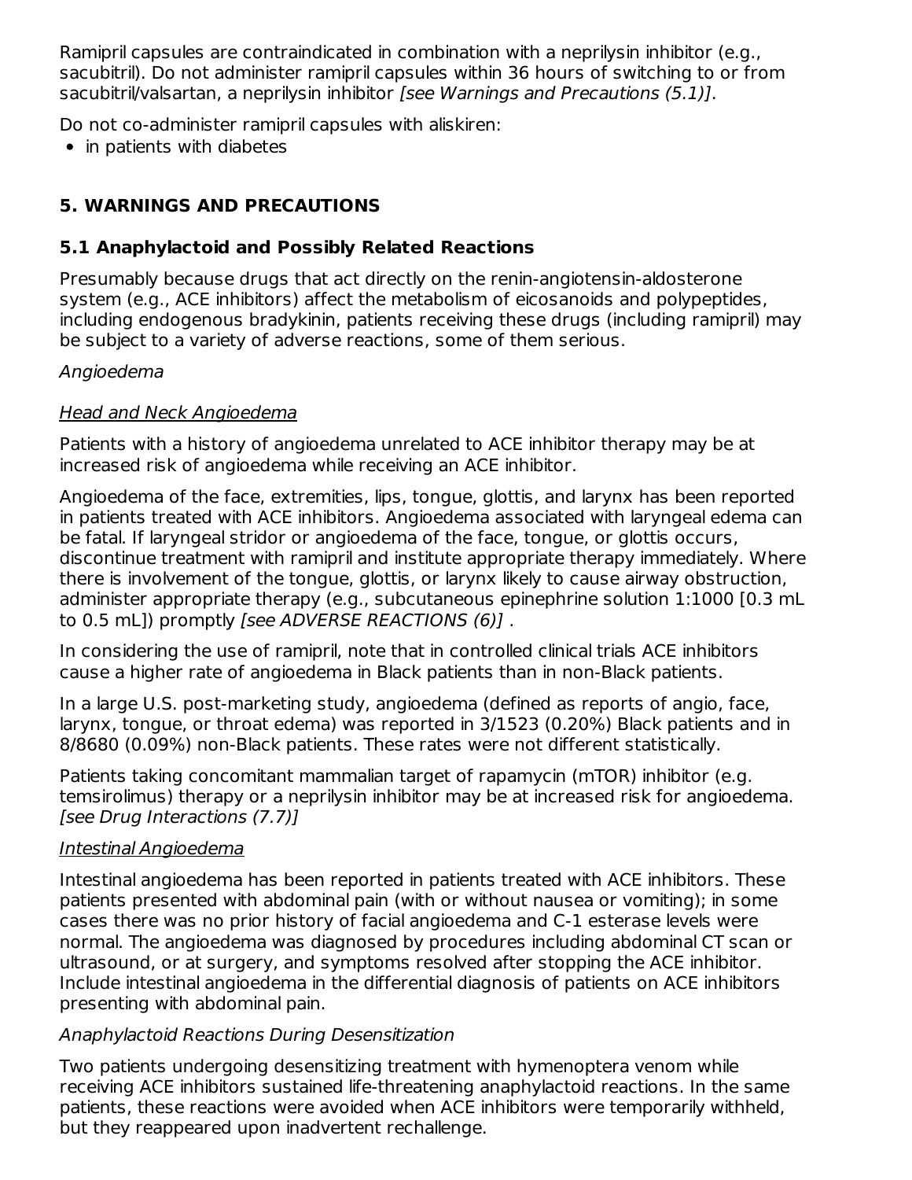Ramipril capsules are contraindicated in combination with a neprilysin inhibitor (e.g., sacubitril). Do not administer ramipril capsules within 36 hours of switching to or from sacubitril/valsartan, a neprilysin inhibitor *[see Warnings and Precautions (5.1)]*.

Do not co-administer ramipril capsules with aliskiren:

- in patients with diabetes

## 5. WARNINGS AND PRECAUTIONS

### 5.1 Anaphylactoid and Possibly Related Reactions

Presumably because drugs that act directly on the renin-angiotensin-aldosterone system (e.g., ACE inhibitors) affect the metabolism of eicosanoids and polypeptides, including endogenous bradykinin, patients receiving these drugs (including ramipril) may be subject to a variety of adverse reactions, some of them serious.

*Angioedema*

<u>Head and Neck Angioedema</u>

Patients with a history of angioedema unrelated to ACE inhibitor therapy may be at increased risk of angioedema while receiving an ACE inhibitor.

Angioedema of the face, extremities, lips, tongue, glottis, and larynx has been reported in patients treated with ACE inhibitors. Angioedema associated with laryngeal edema can be fatal. If laryngeal stridor or angioedema of the face, tongue, or glottis occurs, discontinue treatment with ramipril and institute appropriate therapy immediately. Where there is involvement of the tongue, glottis, or larynx likely to cause airway obstruction, administer appropriate therapy (e.g., subcutaneous epinephrine solution 1:1000 [0.3 mL to 0.5 mL]) promptly *[see ADVERSE REACTIONS (6)]* .

In considering the use of ramipril, note that in controlled clinical trials ACE inhibitors cause a higher rate of angioedema in Black patients than in non-Black patients.

In a large U.S. post-marketing study, angioedema (defined as reports of angio, face, larynx, tongue, or throat edema) was reported in 3/1523 (0.20%) Black patients and in 8/8680 (0.09%) non-Black patients. These rates were not different statistically.

Patients taking concomitant mammalian target of rapamycin (mTOR) inhibitor (e.g. temsirolimus) therapy or a neprilysin inhibitor may be at increased risk for angioedema. *[see Drug Interactions (7.7)]*

<u>Intestinal Angioedema</u>

Intestinal angioedema has been reported in patients treated with ACE inhibitors. These patients presented with abdominal pain (with or without nausea or vomiting); in some cases there was no prior history of facial angioedema and C-1 esterase levels were normal. The angioedema was diagnosed by procedures including abdominal CT scan or ultrasound, or at surgery, and symptoms resolved after stopping the ACE inhibitor. Include intestinal angioedema in the differential diagnosis of patients on ACE inhibitors presenting with abdominal pain.

*Anaphylactoid Reactions During Desensitization*

Two patients undergoing desensitizing treatment with hymenoptera venom while receiving ACE inhibitors sustained life-threatening anaphylactoid reactions. In the same patients, these reactions were avoided when ACE inhibitors were temporarily withheld, but they reappeared upon inadvertent rechallenge.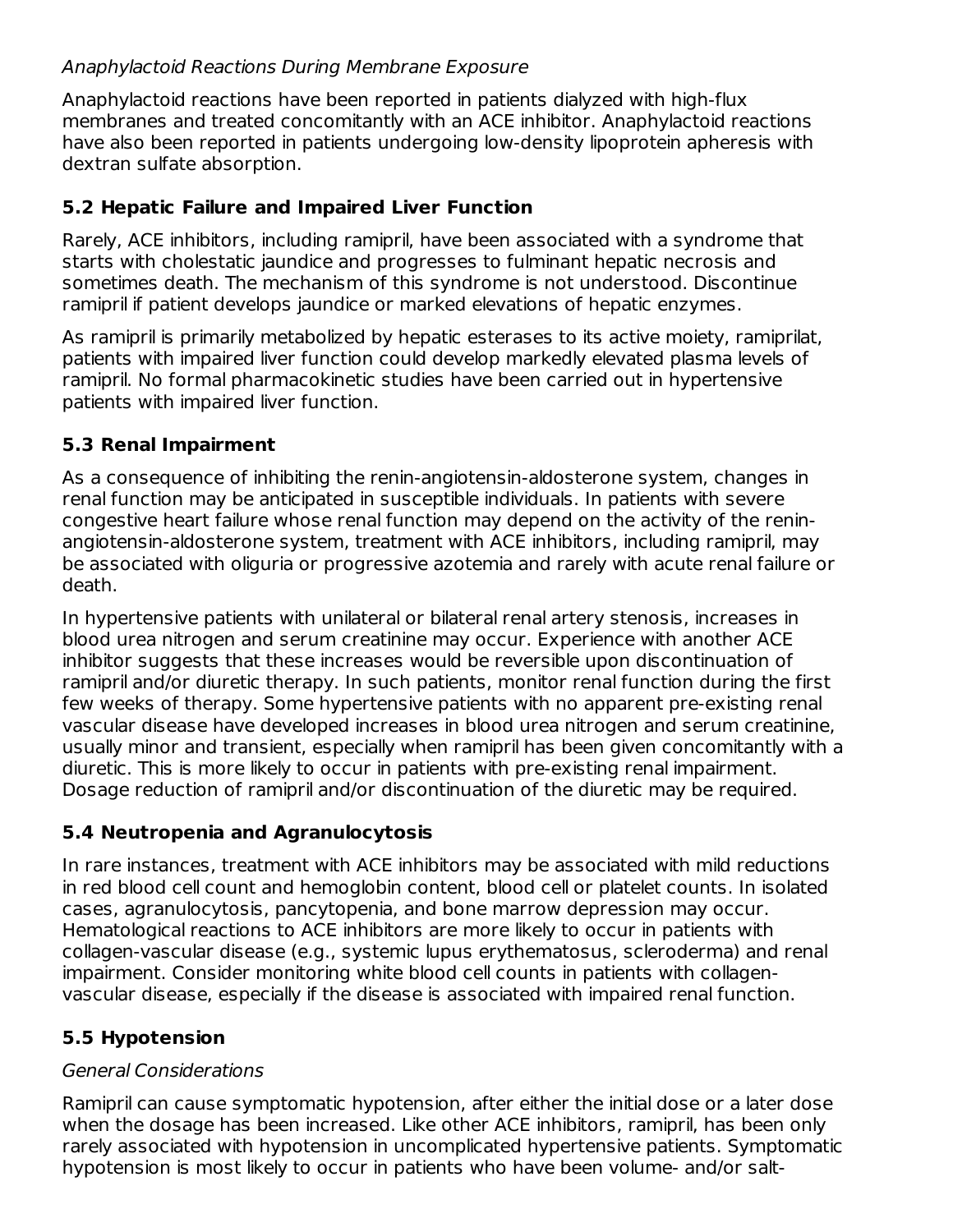*Anaphylactoid Reactions During Membrane Exposure*

Anaphylactoid reactions have been reported in patients dialyzed with high-flux membranes and treated concomitantly with an ACE inhibitor. Anaphylactoid reactions have also been reported in patients undergoing low-density lipoprotein apheresis with dextran sulfate absorption.

## 5.2 Hepatic Failure and Impaired Liver Function

Rarely, ACE inhibitors, including ramipril, have been associated with a syndrome that starts with cholestatic jaundice and progresses to fulminant hepatic necrosis and sometimes death. The mechanism of this syndrome is not understood. Discontinue ramipril if patient develops jaundice or marked elevations of hepatic enzymes.

As ramipril is primarily metabolized by hepatic esterases to its active moiety, ramiprilat, patients with impaired liver function could develop markedly elevated plasma levels of ramipril. No formal pharmacokinetic studies have been carried out in hypertensive patients with impaired liver function.

## 5.3 Renal Impairment

As a consequence of inhibiting the renin-angiotensin-aldosterone system, changes in renal function may be anticipated in susceptible individuals. In patients with severe congestive heart failure whose renal function may depend on the activity of the renin-angiotensin-aldosterone system, treatment with ACE inhibitors, including ramipril, may be associated with oliguria or progressive azotemia and rarely with acute renal failure or death.

In hypertensive patients with unilateral or bilateral renal artery stenosis, increases in blood urea nitrogen and serum creatinine may occur. Experience with another ACE inhibitor suggests that these increases would be reversible upon discontinuation of ramipril and/or diuretic therapy. In such patients, monitor renal function during the first few weeks of therapy. Some hypertensive patients with no apparent pre-existing renal vascular disease have developed increases in blood urea nitrogen and serum creatinine, usually minor and transient, especially when ramipril has been given concomitantly with a diuretic. This is more likely to occur in patients with pre-existing renal impairment. Dosage reduction of ramipril and/or discontinuation of the diuretic may be required.

## 5.4 Neutropenia and Agranulocytosis

In rare instances, treatment with ACE inhibitors may be associated with mild reductions in red blood cell count and hemoglobin content, blood cell or platelet counts. In isolated cases, agranulocytosis, pancytopenia, and bone marrow depression may occur. Hematological reactions to ACE inhibitors are more likely to occur in patients with collagen-vascular disease (e.g., systemic lupus erythematosus, scleroderma) and renal impairment. Consider monitoring white blood cell counts in patients with collagen-vascular disease, especially if the disease is associated with impaired renal function.

## 5.5 Hypotension

*General Considerations*

Ramipril can cause symptomatic hypotension, after either the initial dose or a later dose when the dosage has been increased. Like other ACE inhibitors, ramipril, has been only rarely associated with hypotension in uncomplicated hypertensive patients. Symptomatic hypotension is most likely to occur in patients who have been volume- and/or salt-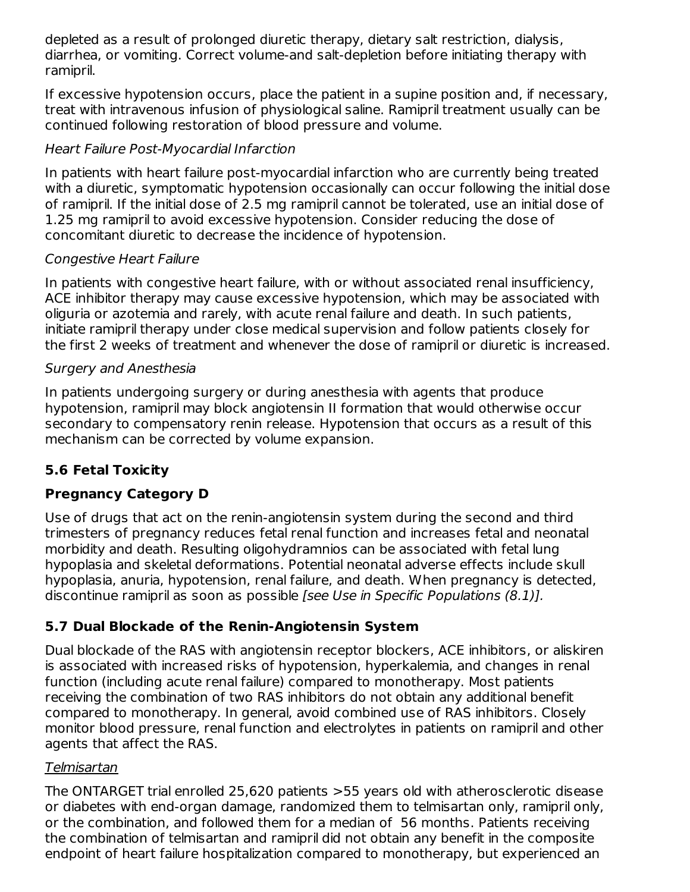depleted as a result of prolonged diuretic therapy, dietary salt restriction, dialysis, diarrhea, or vomiting. Correct volume-and salt-depletion before initiating therapy with ramipril.

If excessive hypotension occurs, place the patient in a supine position and, if necessary, treat with intravenous infusion of physiological saline. Ramipril treatment usually can be continued following restoration of blood pressure and volume.

*Heart Failure Post-Myocardial Infarction*

In patients with heart failure post-myocardial infarction who are currently being treated with a diuretic, symptomatic hypotension occasionally can occur following the initial dose of ramipril. If the initial dose of 2.5 mg ramipril cannot be tolerated, use an initial dose of 1.25 mg ramipril to avoid excessive hypotension. Consider reducing the dose of concomitant diuretic to decrease the incidence of hypotension.

*Congestive Heart Failure*

In patients with congestive heart failure, with or without associated renal insufficiency, ACE inhibitor therapy may cause excessive hypotension, which may be associated with oliguria or azotemia and rarely, with acute renal failure and death. In such patients, initiate ramipril therapy under close medical supervision and follow patients closely for the first 2 weeks of treatment and whenever the dose of ramipril or diuretic is increased.

*Surgery and Anesthesia*

In patients undergoing surgery or during anesthesia with agents that produce hypotension, ramipril may block angiotensin II formation that would otherwise occur secondary to compensatory renin release. Hypotension that occurs as a result of this mechanism can be corrected by volume expansion.

### 5.6 Fetal Toxicity

**Pregnancy Category D**

Use of drugs that act on the renin-angiotensin system during the second and third trimesters of pregnancy reduces fetal renal function and increases fetal and neonatal morbidity and death. Resulting oligohydramnios can be associated with fetal lung hypoplasia and skeletal deformations. Potential neonatal adverse effects include skull hypoplasia, anuria, hypotension, renal failure, and death. When pregnancy is detected, discontinue ramipril as soon as possible *[see Use in Specific Populations (8.1)].*

### 5.7 Dual Blockade of the Renin-Angiotensin System

Dual blockade of the RAS with angiotensin receptor blockers, ACE inhibitors, or aliskiren is associated with increased risks of hypotension, hyperkalemia, and changes in renal function (including acute renal failure) compared to monotherapy. Most patients receiving the combination of two RAS inhibitors do not obtain any additional benefit compared to monotherapy. In general, avoid combined use of RAS inhibitors. Closely monitor blood pressure, renal function and electrolytes in patients on ramipril and other agents that affect the RAS.

Telmisartan

The ONTARGET trial enrolled 25,620 patients >55 years old with atherosclerotic disease or diabetes with end-organ damage, randomized them to telmisartan only, ramipril only, or the combination, and followed them for a median of 56 months. Patients receiving the combination of telmisartan and ramipril did not obtain any benefit in the composite endpoint of heart failure hospitalization compared to monotherapy, but experienced an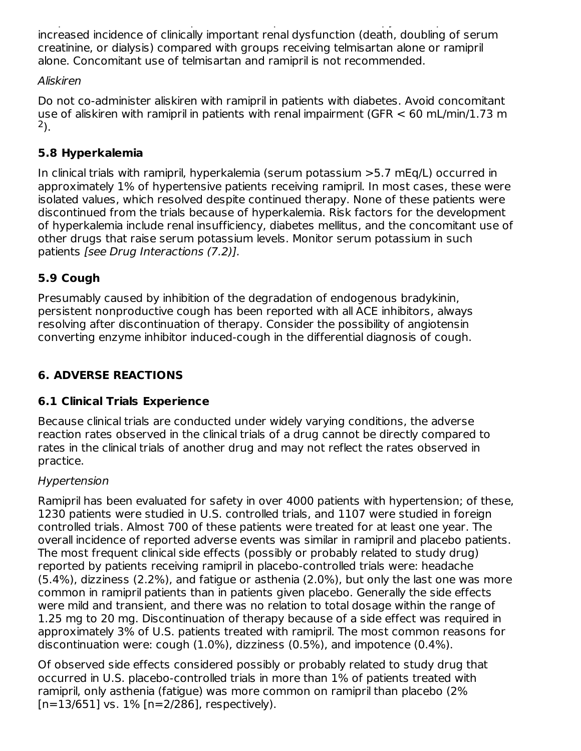increased incidence of clinically important renal dysfunction (death, doubling of serum creatinine, or dialysis) compared with groups receiving telmisartan alone or ramipril alone. Concomitant use of telmisartan and ramipril is not recommended.

*Aliskiren*

Do not co-administer aliskiren with ramipril in patients with diabetes. Avoid concomitant use of aliskiren with ramipril in patients with renal impairment (GFR < 60 mL/min/1.73 $m^2$).

### 5.8 Hyperkalemia

In clinical trials with ramipril, hyperkalemia (serum potassium >5.7 mEq/L) occurred in approximately 1% of hypertensive patients receiving ramipril. In most cases, these were isolated values, which resolved despite continued therapy. None of these patients were discontinued from the trials because of hyperkalemia. Risk factors for the development of hyperkalemia include renal insufficiency, diabetes mellitus, and the concomitant use of other drugs that raise serum potassium levels. Monitor serum potassium in such patients *[see Drug Interactions (7.2)]*.

### 5.9 Cough

Presumably caused by inhibition of the degradation of endogenous bradykinin, persistent nonproductive cough has been reported with all ACE inhibitors, always resolving after discontinuation of therapy. Consider the possibility of angiotensin converting enzyme inhibitor induced-cough in the differential diagnosis of cough.

## 6. ADVERSE REACTIONS

### 6.1 Clinical Trials Experience

Because clinical trials are conducted under widely varying conditions, the adverse reaction rates observed in the clinical trials of a drug cannot be directly compared to rates in the clinical trials of another drug and may not reflect the rates observed in practice.

*Hypertension*

Ramipril has been evaluated for safety in over 4000 patients with hypertension; of these, 1230 patients were studied in U.S. controlled trials, and 1107 were studied in foreign controlled trials. Almost 700 of these patients were treated for at least one year. The overall incidence of reported adverse events was similar in ramipril and placebo patients. The most frequent clinical side effects (possibly or probably related to study drug) reported by patients receiving ramipril in placebo-controlled trials were: headache (5.4%), dizziness (2.2%), and fatigue or asthenia (2.0%), but only the last one was more common in ramipril patients than in patients given placebo. Generally the side effects were mild and transient, and there was no relation to total dosage within the range of 1.25 mg to 20 mg. Discontinuation of therapy because of a side effect was required in approximately 3% of U.S. patients treated with ramipril. The most common reasons for discontinuation were: cough (1.0%), dizziness (0.5%), and impotence (0.4%).

Of observed side effects considered possibly or probably related to study drug that occurred in U.S. placebo-controlled trials in more than 1% of patients treated with ramipril, only asthenia (fatigue) was more common on ramipril than placebo (2% [n=13/651] vs. 1% [n=2/286], respectively).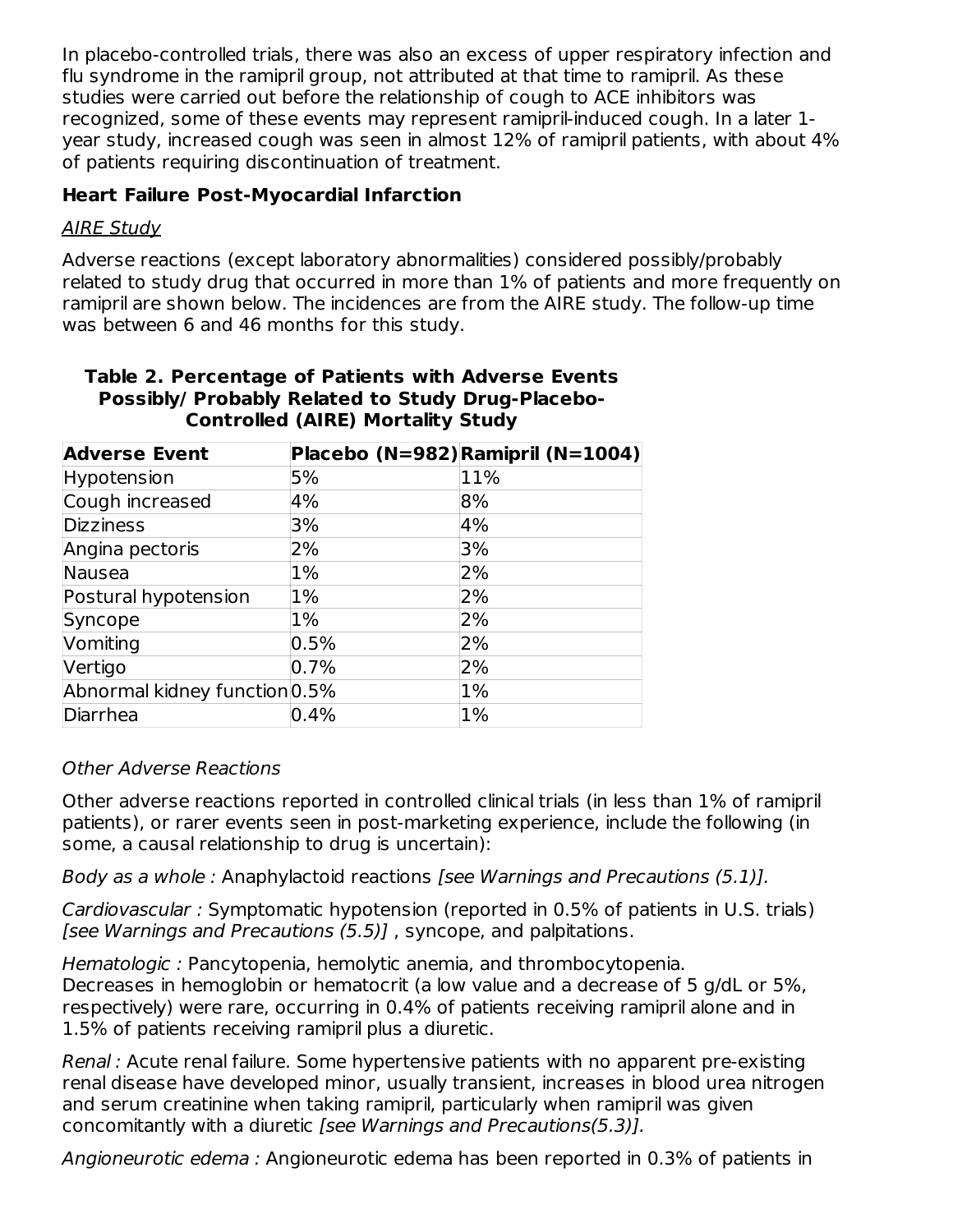In placebo-controlled trials, there was also an excess of upper respiratory infection and flu syndrome in the ramipril group, not attributed at that time to ramipril. As these studies were carried out before the relationship of cough to ACE inhibitors was recognized, some of these events may represent ramipril-induced cough. In a later 1-year study, increased cough was seen in almost 12% of ramipril patients, with about 4% of patients requiring discontinuation of treatment.

### Heart Failure Post-Myocardial Infarction

*AIRE Study*

Adverse reactions (except laboratory abnormalities) considered possibly/probably related to study drug that occurred in more than 1% of patients and more frequently on ramipril are shown below. The incidences are from the AIRE study. The follow-up time was between 6 and 46 months for this study.

**Table 2. Percentage of Patients with Adverse Events Possibly/ Probably Related to Study Drug-Placebo-Controlled (AIRE) Mortality Study**

| Adverse Event | Placebo (N=982) | Ramipril (N=1004) |
|---|---|---|
| Hypotension | 5% | 11% |
| Cough increased | 4% | 8% |
| Dizziness | 3% | 4% |
| Angina pectoris | 2% | 3% |
| Nausea | 1% | 2% |
| Postural hypotension | 1% | 2% |
| Syncope | 1% | 2% |
| Vomiting | 0.5% | 2% |
| Vertigo | 0.7% | 2% |
| Abnormal kidney function | 0.5% | 1% |
| Diarrhea | 0.4% | 1% |

*Other Adverse Reactions*

Other adverse reactions reported in controlled clinical trials (in less than 1% of ramipril patients), or rarer events seen in post-marketing experience, include the following (in some, a causal relationship to drug is uncertain):

*Body as a whole :* Anaphylactoid reactions *[see Warnings and Precautions (5.1)].*

*Cardiovascular :* Symptomatic hypotension (reported in 0.5% of patients in U.S. trials) *[see Warnings and Precautions (5.5)]* , syncope, and palpitations.

*Hematologic :* Pancytopenia, hemolytic anemia, and thrombocytopenia. Decreases in hemoglobin or hematocrit (a low value and a decrease of 5 g/dL or 5%, respectively) were rare, occurring in 0.4% of patients receiving ramipril alone and in 1.5% of patients receiving ramipril plus a diuretic.

*Renal :* Acute renal failure. Some hypertensive patients with no apparent pre-existing renal disease have developed minor, usually transient, increases in blood urea nitrogen and serum creatinine when taking ramipril, particularly when ramipril was given concomitantly with a diuretic *[see Warnings and Precautions(5.3)].*

*Angioneurotic edema :* Angioneurotic edema has been reported in 0.3% of patients in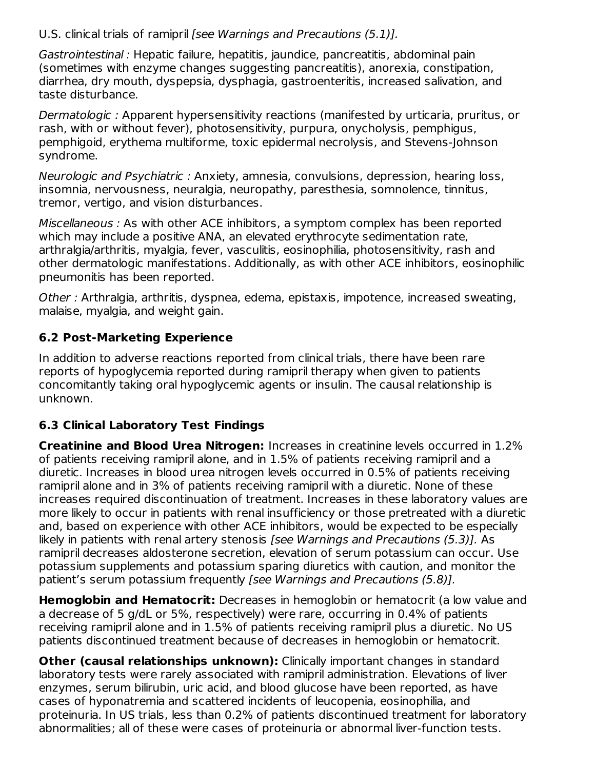U.S. clinical trials of ramipril *[see Warnings and Precautions (5.1)].*

*Gastrointestinal :* Hepatic failure, hepatitis, jaundice, pancreatitis, abdominal pain (sometimes with enzyme changes suggesting pancreatitis), anorexia, constipation, diarrhea, dry mouth, dyspepsia, dysphagia, gastroenteritis, increased salivation, and taste disturbance.

*Dermatologic :* Apparent hypersensitivity reactions (manifested by urticaria, pruritus, or rash, with or without fever), photosensitivity, purpura, onycholysis, pemphigus, pemphigoid, erythema multiforme, toxic epidermal necrolysis, and Stevens-Johnson syndrome.

*Neurologic and Psychiatric :* Anxiety, amnesia, convulsions, depression, hearing loss, insomnia, nervousness, neuralgia, neuropathy, paresthesia, somnolence, tinnitus, tremor, vertigo, and vision disturbances.

*Miscellaneous :* As with other ACE inhibitors, a symptom complex has been reported which may include a positive ANA, an elevated erythrocyte sedimentation rate, arthralgia/arthritis, myalgia, fever, vasculitis, eosinophilia, photosensitivity, rash and other dermatologic manifestations. Additionally, as with other ACE inhibitors, eosinophilic pneumonitis has been reported.

*Other :* Arthralgia, arthritis, dyspnea, edema, epistaxis, impotence, increased sweating, malaise, myalgia, and weight gain.

## 6.2 Post-Marketing Experience

In addition to adverse reactions reported from clinical trials, there have been rare reports of hypoglycemia reported during ramipril therapy when given to patients concomitantly taking oral hypoglycemic agents or insulin. The causal relationship is unknown.

## 6.3 Clinical Laboratory Test Findings

**Creatinine and Blood Urea Nitrogen:** Increases in creatinine levels occurred in 1.2% of patients receiving ramipril alone, and in 1.5% of patients receiving ramipril and a diuretic. Increases in blood urea nitrogen levels occurred in 0.5% of patients receiving ramipril alone and in 3% of patients receiving ramipril with a diuretic. None of these increases required discontinuation of treatment. Increases in these laboratory values are more likely to occur in patients with renal insufficiency or those pretreated with a diuretic and, based on experience with other ACE inhibitors, would be expected to be especially likely in patients with renal artery stenosis *[see Warnings and Precautions (5.3)].* As ramipril decreases aldosterone secretion, elevation of serum potassium can occur. Use potassium supplements and potassium sparing diuretics with caution, and monitor the patient's serum potassium frequently *[see Warnings and Precautions (5.8)].*

**Hemoglobin and Hematocrit:** Decreases in hemoglobin or hematocrit (a low value and a decrease of 5 g/dL or 5%, respectively) were rare, occurring in 0.4% of patients receiving ramipril alone and in 1.5% of patients receiving ramipril plus a diuretic. No US patients discontinued treatment because of decreases in hemoglobin or hematocrit.

**Other (causal relationships unknown):** Clinically important changes in standard laboratory tests were rarely associated with ramipril administration. Elevations of liver enzymes, serum bilirubin, uric acid, and blood glucose have been reported, as have cases of hyponatremia and scattered incidents of leucopenia, eosinophilia, and proteinuria. In US trials, less than 0.2% of patients discontinued treatment for laboratory abnormalities; all of these were cases of proteinuria or abnormal liver-function tests.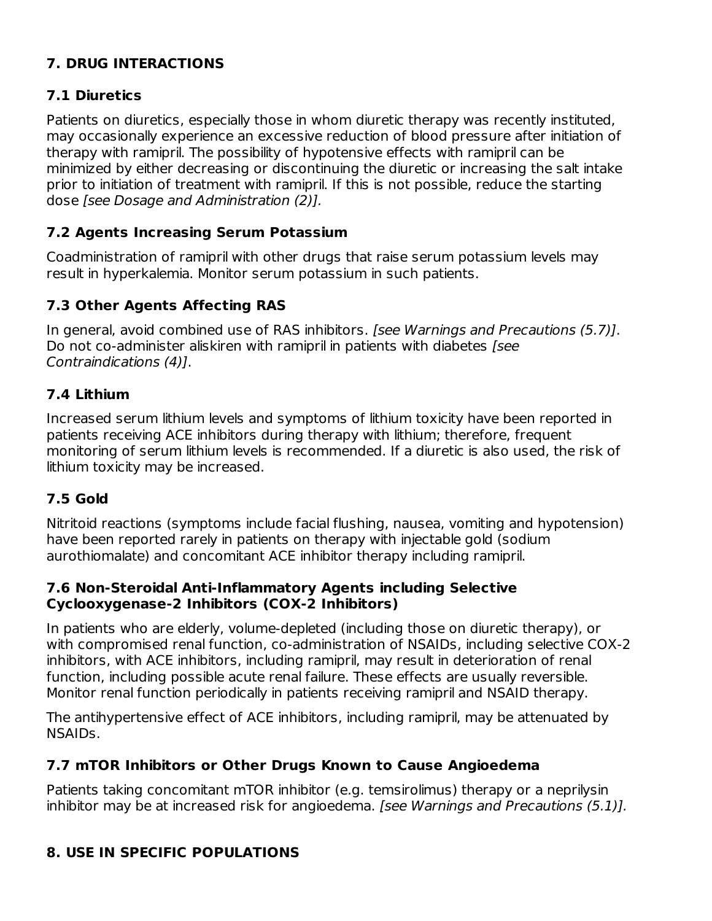## 7. DRUG INTERACTIONS

### 7.1 Diuretics

Patients on diuretics, especially those in whom diuretic therapy was recently instituted, may occasionally experience an excessive reduction of blood pressure after initiation of therapy with ramipril. The possibility of hypotensive effects with ramipril can be minimized by either decreasing or discontinuing the diuretic or increasing the salt intake prior to initiation of treatment with ramipril. If this is not possible, reduce the starting dose *[see Dosage and Administration (2)].*

### 7.2 Agents Increasing Serum Potassium

Coadministration of ramipril with other drugs that raise serum potassium levels may result in hyperkalemia. Monitor serum potassium in such patients.

### 7.3 Other Agents Affecting RAS

In general, avoid combined use of RAS inhibitors. *[see Warnings and Precautions (5.7)]*. Do not co-administer aliskiren with ramipril in patients with diabetes *[see Contraindications (4)]*.

### 7.4 Lithium

Increased serum lithium levels and symptoms of lithium toxicity have been reported in patients receiving ACE inhibitors during therapy with lithium; therefore, frequent monitoring of serum lithium levels is recommended. If a diuretic is also used, the risk of lithium toxicity may be increased.

### 7.5 Gold

Nitritoid reactions (symptoms include facial flushing, nausea, vomiting and hypotension) have been reported rarely in patients on therapy with injectable gold (sodium aurothiomalate) and concomitant ACE inhibitor therapy including ramipril.

### 7.6 Non-Steroidal Anti-Inflammatory Agents including Selective Cyclooxygenase-2 Inhibitors (COX-2 Inhibitors)

In patients who are elderly, volume-depleted (including those on diuretic therapy), or with compromised renal function, co-administration of NSAIDs, including selective COX-2 inhibitors, with ACE inhibitors, including ramipril, may result in deterioration of renal function, including possible acute renal failure. These effects are usually reversible. Monitor renal function periodically in patients receiving ramipril and NSAID therapy.

The antihypertensive effect of ACE inhibitors, including ramipril, may be attenuated by NSAIDs.

### 7.7 mTOR Inhibitors or Other Drugs Known to Cause Angioedema

Patients taking concomitant mTOR inhibitor (e.g. temsirolimus) therapy or a neprilysin inhibitor may be at increased risk for angioedema. *[see Warnings and Precautions (5.1)].*

## 8. USE IN SPECIFIC POPULATIONS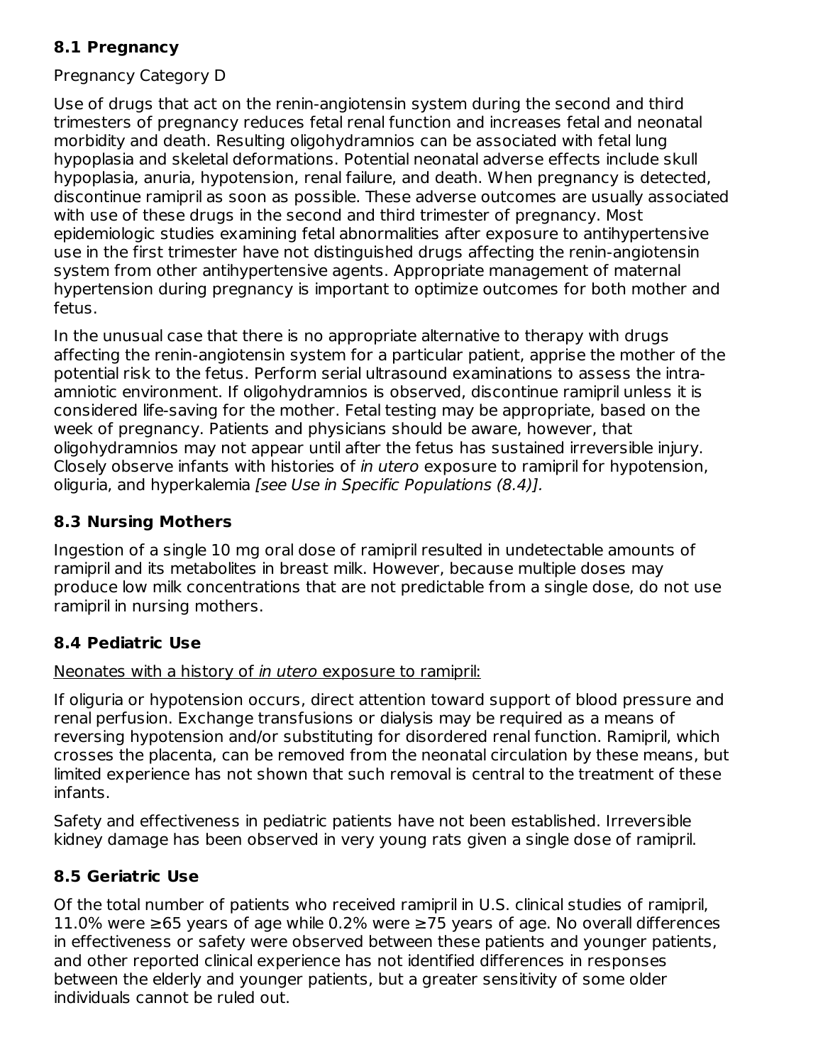### 8.1 Pregnancy

Pregnancy Category D

Use of drugs that act on the renin-angiotensin system during the second and third trimesters of pregnancy reduces fetal renal function and increases fetal and neonatal morbidity and death. Resulting oligohydramnios can be associated with fetal lung hypoplasia and skeletal deformations. Potential neonatal adverse effects include skull hypoplasia, anuria, hypotension, renal failure, and death. When pregnancy is detected, discontinue ramipril as soon as possible. These adverse outcomes are usually associated with use of these drugs in the second and third trimester of pregnancy. Most epidemiologic studies examining fetal abnormalities after exposure to antihypertensive use in the first trimester have not distinguished drugs affecting the renin-angiotensin system from other antihypertensive agents. Appropriate management of maternal hypertension during pregnancy is important to optimize outcomes for both mother and fetus.

In the unusual case that there is no appropriate alternative to therapy with drugs affecting the renin-angiotensin system for a particular patient, apprise the mother of the potential risk to the fetus. Perform serial ultrasound examinations to assess the intra-amniotic environment. If oligohydramnios is observed, discontinue ramipril unless it is considered life-saving for the mother. Fetal testing may be appropriate, based on the week of pregnancy. Patients and physicians should be aware, however, that oligohydramnios may not appear until after the fetus has sustained irreversible injury. Closely observe infants with histories of *in utero* exposure to ramipril for hypotension, oliguria, and hyperkalemia *[see Use in Specific Populations (8.4)].*

### 8.3 Nursing Mothers

Ingestion of a single 10 mg oral dose of ramipril resulted in undetectable amounts of ramipril and its metabolites in breast milk. However, because multiple doses may produce low milk concentrations that are not predictable from a single dose, do not use ramipril in nursing mothers.

### 8.4 Pediatric Use

<u>Neonates with a history of *in utero* exposure to ramipril:</u>

If oliguria or hypotension occurs, direct attention toward support of blood pressure and renal perfusion. Exchange transfusions or dialysis may be required as a means of reversing hypotension and/or substituting for disordered renal function. Ramipril, which crosses the placenta, can be removed from the neonatal circulation by these means, but limited experience has not shown that such removal is central to the treatment of these infants.

Safety and effectiveness in pediatric patients have not been established. Irreversible kidney damage has been observed in very young rats given a single dose of ramipril.

### 8.5 Geriatric Use

Of the total number of patients who received ramipril in U.S. clinical studies of ramipril, 11.0% were ≥65 years of age while 0.2% were ≥75 years of age. No overall differences in effectiveness or safety were observed between these patients and younger patients, and other reported clinical experience has not identified differences in responses between the elderly and younger patients, but a greater sensitivity of some older individuals cannot be ruled out.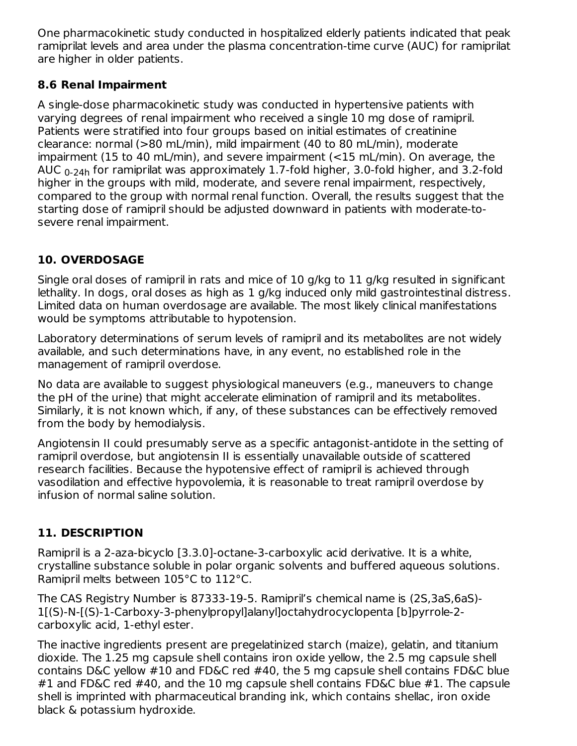One pharmacokinetic study conducted in hospitalized elderly patients indicated that peak ramiprilat levels and area under the plasma concentration-time curve (AUC) for ramiprilat are higher in older patients.

### 8.6 Renal Impairment

A single-dose pharmacokinetic study was conducted in hypertensive patients with varying degrees of renal impairment who received a single 10 mg dose of ramipril. Patients were stratified into four groups based on initial estimates of creatinine clearance: normal (>80 mL/min), mild impairment (40 to 80 mL/min), moderate impairment (15 to 40 mL/min), and severe impairment (<15 mL/min). On average, the $AUC_{0\text{-}24h}$ for ramiprilat was approximately 1.7-fold higher, 3.0-fold higher, and 3.2-fold higher in the groups with mild, moderate, and severe renal impairment, respectively, compared to the group with normal renal function. Overall, the results suggest that the starting dose of ramipril should be adjusted downward in patients with moderate-to-severe renal impairment.

## 10. OVERDOSAGE

Single oral doses of ramipril in rats and mice of 10 g/kg to 11 g/kg resulted in significant lethality. In dogs, oral doses as high as 1 g/kg induced only mild gastrointestinal distress. Limited data on human overdosage are available. The most likely clinical manifestations would be symptoms attributable to hypotension.

Laboratory determinations of serum levels of ramipril and its metabolites are not widely available, and such determinations have, in any event, no established role in the management of ramipril overdose.

No data are available to suggest physiological maneuvers (e.g., maneuvers to change the pH of the urine) that might accelerate elimination of ramipril and its metabolites. Similarly, it is not known which, if any, of these substances can be effectively removed from the body by hemodialysis.

Angiotensin II could presumably serve as a specific antagonist-antidote in the setting of ramipril overdose, but angiotensin II is essentially unavailable outside of scattered research facilities. Because the hypotensive effect of ramipril is achieved through vasodilation and effective hypovolemia, it is reasonable to treat ramipril overdose by infusion of normal saline solution.

## 11. DESCRIPTION

Ramipril is a 2-aza-bicyclo [3.3.0]-octane-3-carboxylic acid derivative. It is a white, crystalline substance soluble in polar organic solvents and buffered aqueous solutions. Ramipril melts between 105°C to 112°C.

The CAS Registry Number is 87333-19-5. Ramipril's chemical name is (2S,3aS,6aS)-1[(S)-N-[(S)-1-Carboxy-3-phenylpropyl]alanyl]octahydrocyclopenta [b]pyrrole-2-carboxylic acid, 1-ethyl ester.

The inactive ingredients present are pregelatinized starch (maize), gelatin, and titanium dioxide. The 1.25 mg capsule shell contains iron oxide yellow, the 2.5 mg capsule shell contains D&C yellow #10 and FD&C red #40, the 5 mg capsule shell contains FD&C blue #1 and FD&C red #40, and the 10 mg capsule shell contains FD&C blue #1. The capsule shell is imprinted with pharmaceutical branding ink, which contains shellac, iron oxide black & potassium hydroxide.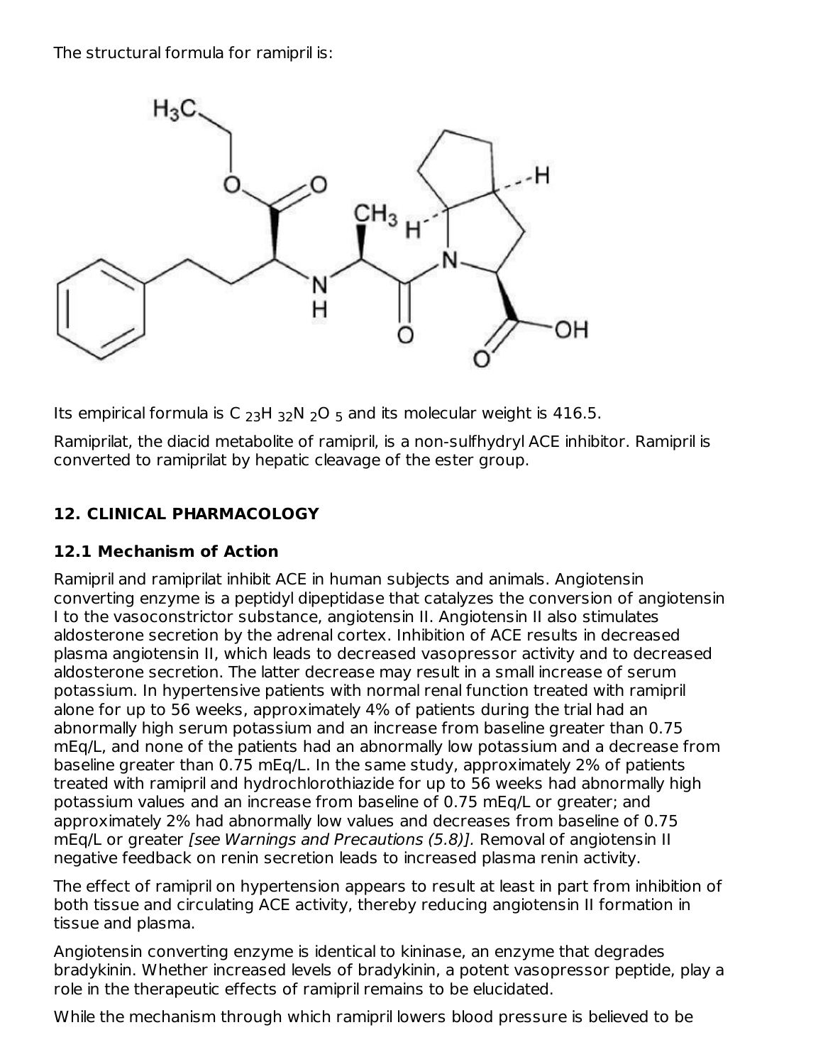The structural formula for ramipril is:

Its empirical formula is $C_{23}H_{32}N_2O_5$ and its molecular weight is 416.5.

Ramiprilat, the diacid metabolite of ramipril, is a non-sulfhydryl ACE inhibitor. Ramipril is converted to ramiprilat by hepatic cleavage of the ester group.

## 12. CLINICAL PHARMACOLOGY

### 12.1 Mechanism of Action

Ramipril and ramiprilat inhibit ACE in human subjects and animals. Angiotensin converting enzyme is a peptidyl dipeptidase that catalyzes the conversion of angiotensin I to the vasoconstrictor substance, angiotensin II. Angiotensin II also stimulates aldosterone secretion by the adrenal cortex. Inhibition of ACE results in decreased plasma angiotensin II, which leads to decreased vasopressor activity and to decreased aldosterone secretion. The latter decrease may result in a small increase of serum potassium. In hypertensive patients with normal renal function treated with ramipril alone for up to 56 weeks, approximately 4% of patients during the trial had an abnormally high serum potassium and an increase from baseline greater than 0.75 mEq/L, and none of the patients had an abnormally low potassium and a decrease from baseline greater than 0.75 mEq/L. In the same study, approximately 2% of patients treated with ramipril and hydrochlorothiazide for up to 56 weeks had abnormally high potassium values and an increase from baseline of 0.75 mEq/L or greater; and approximately 2% had abnormally low values and decreases from baseline of 0.75 mEq/L or greater *[see Warnings and Precautions (5.8)]*. Removal of angiotensin II negative feedback on renin secretion leads to increased plasma renin activity.

The effect of ramipril on hypertension appears to result at least in part from inhibition of both tissue and circulating ACE activity, thereby reducing angiotensin II formation in tissue and plasma.

Angiotensin converting enzyme is identical to kininase, an enzyme that degrades bradykinin. Whether increased levels of bradykinin, a potent vasopressor peptide, play a role in the therapeutic effects of ramipril remains to be elucidated.

While the mechanism through which ramipril lowers blood pressure is believed to be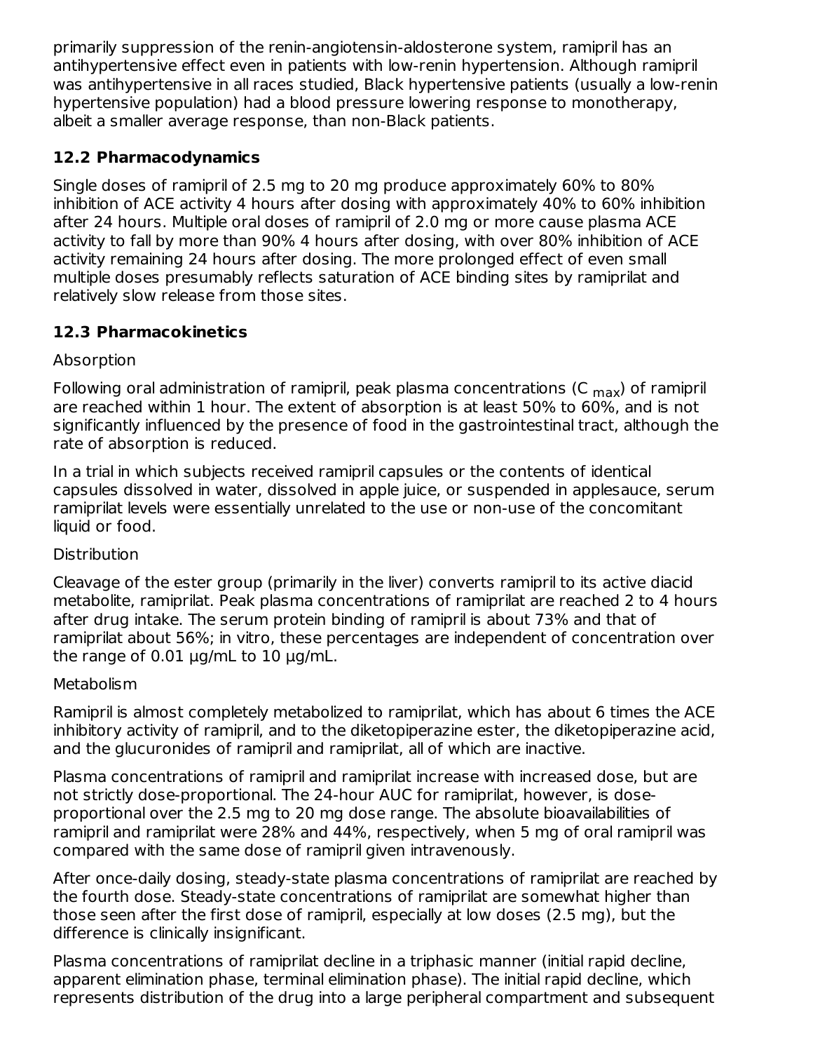primarily suppression of the renin-angiotensin-aldosterone system, ramipril has an antihypertensive effect even in patients with low-renin hypertension. Although ramipril was antihypertensive in all races studied, Black hypertensive patients (usually a low-renin hypertensive population) had a blood pressure lowering response to monotherapy, albeit a smaller average response, than non-Black patients.

## 12.2 Pharmacodynamics

Single doses of ramipril of 2.5 mg to 20 mg produce approximately 60% to 80% inhibition of ACE activity 4 hours after dosing with approximately 40% to 60% inhibition after 24 hours. Multiple oral doses of ramipril of 2.0 mg or more cause plasma ACE activity to fall by more than 90% 4 hours after dosing, with over 80% inhibition of ACE activity remaining 24 hours after dosing. The more prolonged effect of even small multiple doses presumably reflects saturation of ACE binding sites by ramiprilat and relatively slow release from those sites.

## 12.3 Pharmacokinetics

Absorption

Following oral administration of ramipril, peak plasma concentrations ($C_{max}$) of ramipril are reached within 1 hour. The extent of absorption is at least 50% to 60%, and is not significantly influenced by the presence of food in the gastrointestinal tract, although the rate of absorption is reduced.

In a trial in which subjects received ramipril capsules or the contents of identical capsules dissolved in water, dissolved in apple juice, or suspended in applesauce, serum ramiprilat levels were essentially unrelated to the use or non-use of the concomitant liquid or food.

Distribution

Cleavage of the ester group (primarily in the liver) converts ramipril to its active diacid metabolite, ramiprilat. Peak plasma concentrations of ramiprilat are reached 2 to 4 hours after drug intake. The serum protein binding of ramipril is about 73% and that of ramiprilat about 56%; in vitro, these percentages are independent of concentration over the range of 0.01 µg/mL to 10 µg/mL.

Metabolism

Ramipril is almost completely metabolized to ramiprilat, which has about 6 times the ACE inhibitory activity of ramipril, and to the diketopiperazine ester, the diketopiperazine acid, and the glucuronides of ramipril and ramiprilat, all of which are inactive.

Plasma concentrations of ramipril and ramiprilat increase with increased dose, but are not strictly dose-proportional. The 24-hour AUC for ramiprilat, however, is dose-proportional over the 2.5 mg to 20 mg dose range. The absolute bioavailabilities of ramipril and ramiprilat were 28% and 44%, respectively, when 5 mg of oral ramipril was compared with the same dose of ramipril given intravenously.

After once-daily dosing, steady-state plasma concentrations of ramiprilat are reached by the fourth dose. Steady-state concentrations of ramiprilat are somewhat higher than those seen after the first dose of ramipril, especially at low doses (2.5 mg), but the difference is clinically insignificant.

Plasma concentrations of ramiprilat decline in a triphasic manner (initial rapid decline, apparent elimination phase, terminal elimination phase). The initial rapid decline, which represents distribution of the drug into a large peripheral compartment and subsequent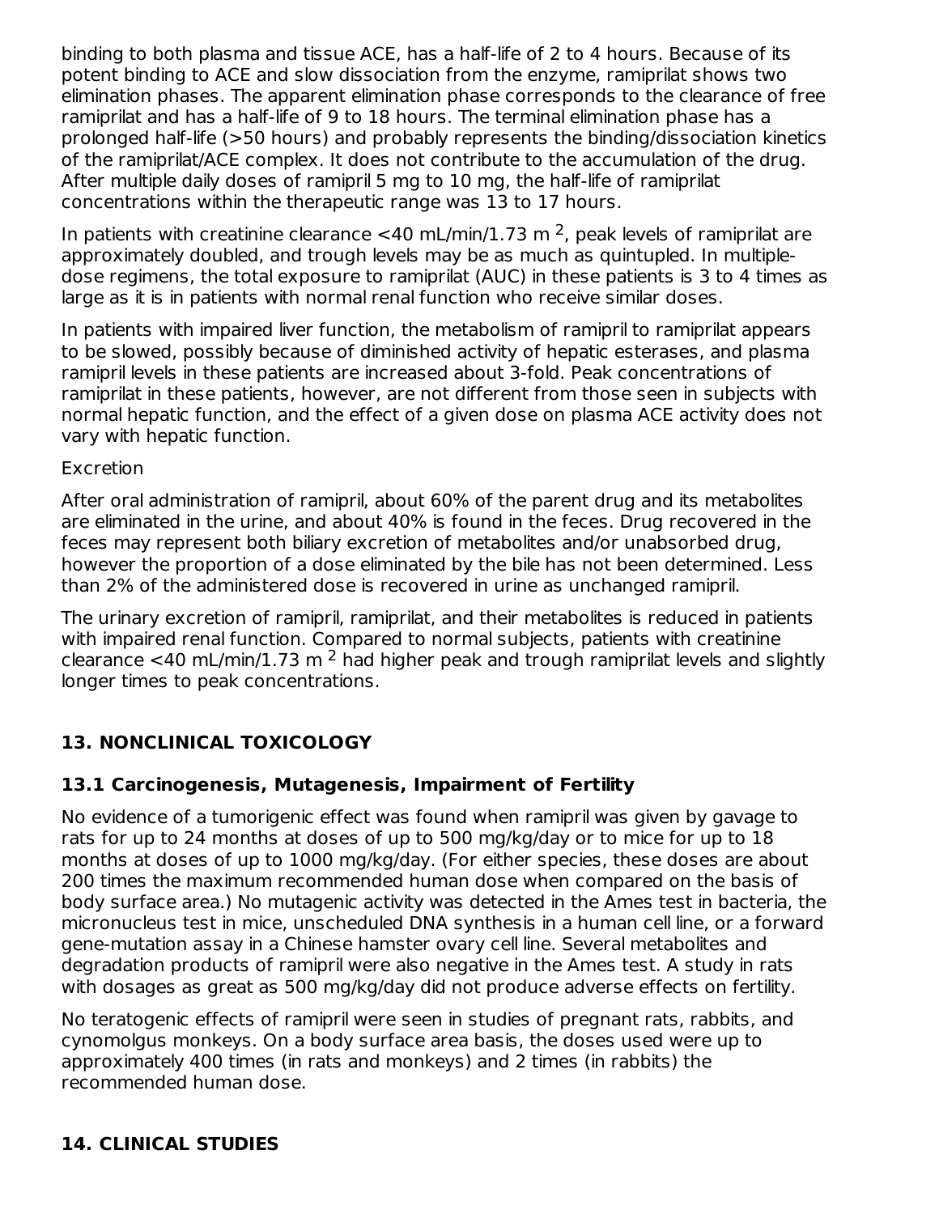binding to both plasma and tissue ACE, has a half-life of 2 to 4 hours. Because of its potent binding to ACE and slow dissociation from the enzyme, ramiprilat shows two elimination phases. The apparent elimination phase corresponds to the clearance of free ramiprilat and has a half-life of 9 to 18 hours. The terminal elimination phase has a prolonged half-life (>50 hours) and probably represents the binding/dissociation kinetics of the ramiprilat/ACE complex. It does not contribute to the accumulation of the drug. After multiple daily doses of ramipril 5 mg to 10 mg, the half-life of ramiprilat concentrations within the therapeutic range was 13 to 17 hours.

In patients with creatinine clearance <40 mL/min/1.73 $m^2$, peak levels of ramiprilat are approximately doubled, and trough levels may be as much as quintupled. In multiple-dose regimens, the total exposure to ramiprilat (AUC) in these patients is 3 to 4 times as large as it is in patients with normal renal function who receive similar doses.

In patients with impaired liver function, the metabolism of ramipril to ramiprilat appears to be slowed, possibly because of diminished activity of hepatic esterases, and plasma ramipril levels in these patients are increased about 3-fold. Peak concentrations of ramiprilat in these patients, however, are not different from those seen in subjects with normal hepatic function, and the effect of a given dose on plasma ACE activity does not vary with hepatic function.

Excretion

After oral administration of ramipril, about 60% of the parent drug and its metabolites are eliminated in the urine, and about 40% is found in the feces. Drug recovered in the feces may represent both biliary excretion of metabolites and/or unabsorbed drug, however the proportion of a dose eliminated by the bile has not been determined. Less than 2% of the administered dose is recovered in urine as unchanged ramipril.

The urinary excretion of ramipril, ramiprilat, and their metabolites is reduced in patients with impaired renal function. Compared to normal subjects, patients with creatinine clearance <40 mL/min/1.73 $m^2$ had higher peak and trough ramiprilat levels and slightly longer times to peak concentrations.

## 13. NONCLINICAL TOXICOLOGY

### 13.1 Carcinogenesis, Mutagenesis, Impairment of Fertility

No evidence of a tumorigenic effect was found when ramipril was given by gavage to rats for up to 24 months at doses of up to 500 mg/kg/day or to mice for up to 18 months at doses of up to 1000 mg/kg/day. (For either species, these doses are about 200 times the maximum recommended human dose when compared on the basis of body surface area.) No mutagenic activity was detected in the Ames test in bacteria, the micronucleus test in mice, unscheduled DNA synthesis in a human cell line, or a forward gene-mutation assay in a Chinese hamster ovary cell line. Several metabolites and degradation products of ramipril were also negative in the Ames test. A study in rats with dosages as great as 500 mg/kg/day did not produce adverse effects on fertility.

No teratogenic effects of ramipril were seen in studies of pregnant rats, rabbits, and cynomolgus monkeys. On a body surface area basis, the doses used were up to approximately 400 times (in rats and monkeys) and 2 times (in rabbits) the recommended human dose.

## 14. CLINICAL STUDIES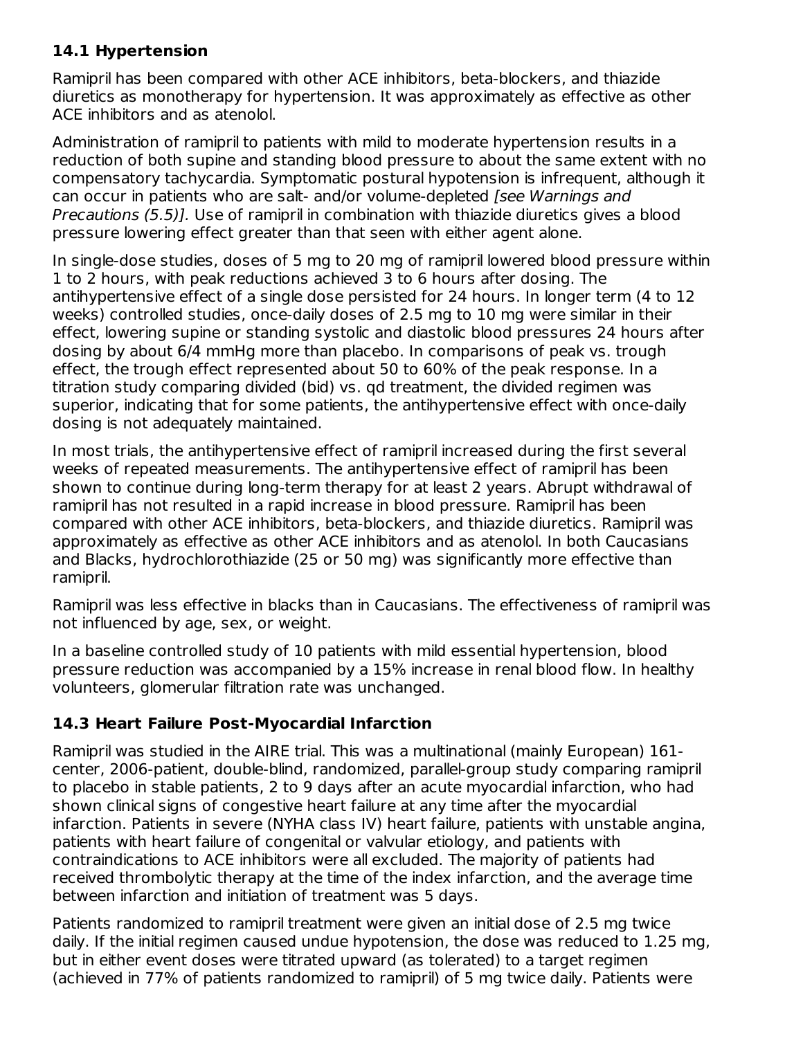### 14.1 Hypertension

Ramipril has been compared with other ACE inhibitors, beta-blockers, and thiazide diuretics as monotherapy for hypertension. It was approximately as effective as other ACE inhibitors and as atenolol.

Administration of ramipril to patients with mild to moderate hypertension results in a reduction of both supine and standing blood pressure to about the same extent with no compensatory tachycardia. Symptomatic postural hypotension is infrequent, although it can occur in patients who are salt- and/or volume-depleted *[see Warnings and Precautions (5.5)]*. Use of ramipril in combination with thiazide diuretics gives a blood pressure lowering effect greater than that seen with either agent alone.

In single-dose studies, doses of 5 mg to 20 mg of ramipril lowered blood pressure within 1 to 2 hours, with peak reductions achieved 3 to 6 hours after dosing. The antihypertensive effect of a single dose persisted for 24 hours. In longer term (4 to 12 weeks) controlled studies, once-daily doses of 2.5 mg to 10 mg were similar in their effect, lowering supine or standing systolic and diastolic blood pressures 24 hours after dosing by about 6/4 mmHg more than placebo. In comparisons of peak vs. trough effect, the trough effect represented about 50 to 60% of the peak response. In a titration study comparing divided (bid) vs. qd treatment, the divided regimen was superior, indicating that for some patients, the antihypertensive effect with once-daily dosing is not adequately maintained.

In most trials, the antihypertensive effect of ramipril increased during the first several weeks of repeated measurements. The antihypertensive effect of ramipril has been shown to continue during long-term therapy for at least 2 years. Abrupt withdrawal of ramipril has not resulted in a rapid increase in blood pressure. Ramipril has been compared with other ACE inhibitors, beta-blockers, and thiazide diuretics. Ramipril was approximately as effective as other ACE inhibitors and as atenolol. In both Caucasians and Blacks, hydrochlorothiazide (25 or 50 mg) was significantly more effective than ramipril.

Ramipril was less effective in blacks than in Caucasians. The effectiveness of ramipril was not influenced by age, sex, or weight.

In a baseline controlled study of 10 patients with mild essential hypertension, blood pressure reduction was accompanied by a 15% increase in renal blood flow. In healthy volunteers, glomerular filtration rate was unchanged.

### 14.3 Heart Failure Post-Myocardial Infarction

Ramipril was studied in the AIRE trial. This was a multinational (mainly European) 161-center, 2006-patient, double-blind, randomized, parallel-group study comparing ramipril to placebo in stable patients, 2 to 9 days after an acute myocardial infarction, who had shown clinical signs of congestive heart failure at any time after the myocardial infarction. Patients in severe (NYHA class IV) heart failure, patients with unstable angina, patients with heart failure of congenital or valvular etiology, and patients with contraindications to ACE inhibitors were all excluded. The majority of patients had received thrombolytic therapy at the time of the index infarction, and the average time between infarction and initiation of treatment was 5 days.

Patients randomized to ramipril treatment were given an initial dose of 2.5 mg twice daily. If the initial regimen caused undue hypotension, the dose was reduced to 1.25 mg, but in either event doses were titrated upward (as tolerated) to a target regimen (achieved in 77% of patients randomized to ramipril) of 5 mg twice daily. Patients were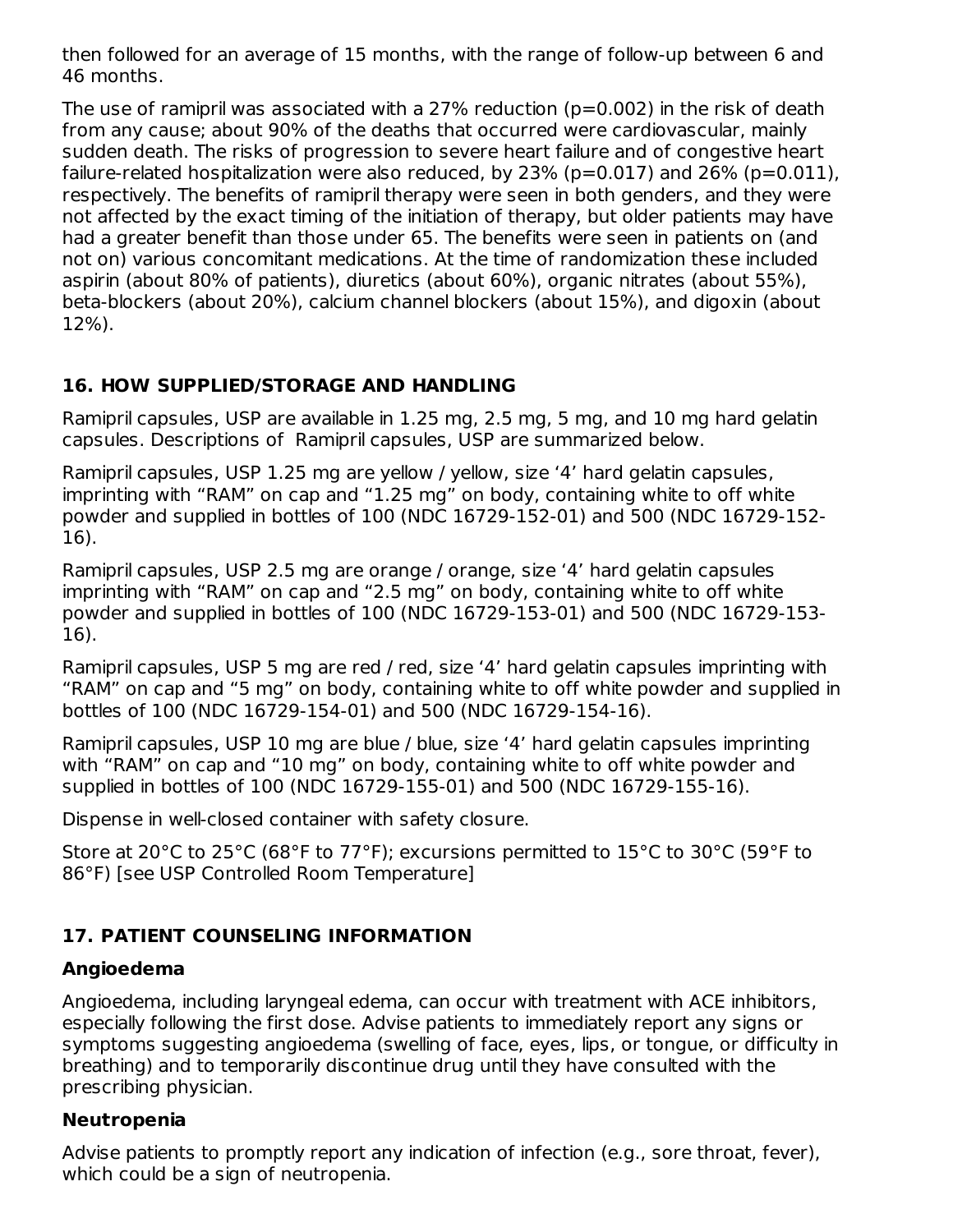then followed for an average of 15 months, with the range of follow-up between 6 and 46 months.

The use of ramipril was associated with a 27% reduction (p=0.002) in the risk of death from any cause; about 90% of the deaths that occurred were cardiovascular, mainly sudden death. The risks of progression to severe heart failure and of congestive heart failure-related hospitalization were also reduced, by 23% (p=0.017) and 26% (p=0.011), respectively. The benefits of ramipril therapy were seen in both genders, and they were not affected by the exact timing of the initiation of therapy, but older patients may have had a greater benefit than those under 65. The benefits were seen in patients on (and not on) various concomitant medications. At the time of randomization these included aspirin (about 80% of patients), diuretics (about 60%), organic nitrates (about 55%), beta-blockers (about 20%), calcium channel blockers (about 15%), and digoxin (about 12%).

## 16. HOW SUPPLIED/STORAGE AND HANDLING

Ramipril capsules, USP are available in 1.25 mg, 2.5 mg, 5 mg, and 10 mg hard gelatin capsules. Descriptions of Ramipril capsules, USP are summarized below.

Ramipril capsules, USP 1.25 mg are yellow / yellow, size '4' hard gelatin capsules, imprinting with "RAM" on cap and "1.25 mg" on body, containing white to off white powder and supplied in bottles of 100 (NDC 16729-152-01) and 500 (NDC 16729-152-16).

Ramipril capsules, USP 2.5 mg are orange / orange, size '4' hard gelatin capsules imprinting with "RAM" on cap and "2.5 mg" on body, containing white to off white powder and supplied in bottles of 100 (NDC 16729-153-01) and 500 (NDC 16729-153-16).

Ramipril capsules, USP 5 mg are red / red, size '4' hard gelatin capsules imprinting with "RAM" on cap and "5 mg" on body, containing white to off white powder and supplied in bottles of 100 (NDC 16729-154-01) and 500 (NDC 16729-154-16).

Ramipril capsules, USP 10 mg are blue / blue, size '4' hard gelatin capsules imprinting with "RAM" on cap and "10 mg" on body, containing white to off white powder and supplied in bottles of 100 (NDC 16729-155-01) and 500 (NDC 16729-155-16).

Dispense in well-closed container with safety closure.

Store at 20°C to 25°C (68°F to 77°F); excursions permitted to 15°C to 30°C (59°F to 86°F) [see USP Controlled Room Temperature]

## 17. PATIENT COUNSELING INFORMATION

### Angioedema

Angioedema, including laryngeal edema, can occur with treatment with ACE inhibitors, especially following the first dose. Advise patients to immediately report any signs or symptoms suggesting angioedema (swelling of face, eyes, lips, or tongue, or difficulty in breathing) and to temporarily discontinue drug until they have consulted with the prescribing physician.

### Neutropenia

Advise patients to promptly report any indication of infection (e.g., sore throat, fever), which could be a sign of neutropenia.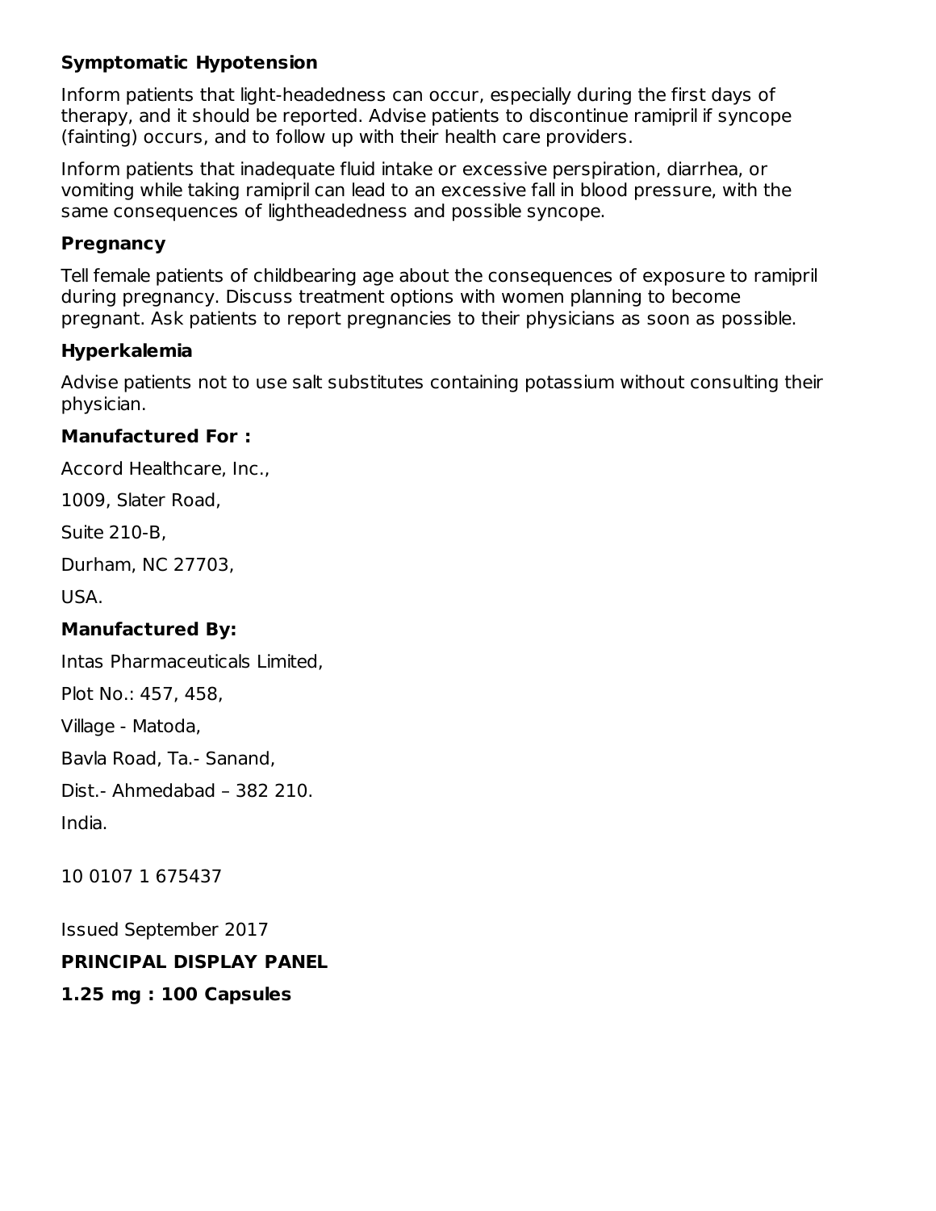### Symptomatic Hypotension

Inform patients that light-headedness can occur, especially during the first days of therapy, and it should be reported. Advise patients to discontinue ramipril if syncope (fainting) occurs, and to follow up with their health care providers.

Inform patients that inadequate fluid intake or excessive perspiration, diarrhea, or vomiting while taking ramipril can lead to an excessive fall in blood pressure, with the same consequences of lightheadedness and possible syncope.

### Pregnancy

Tell female patients of childbearing age about the consequences of exposure to ramipril during pregnancy. Discuss treatment options with women planning to become pregnant. Ask patients to report pregnancies to their physicians as soon as possible.

### Hyperkalemia

Advise patients not to use salt substitutes containing potassium without consulting their physician.

**Manufactured For :**

Accord Healthcare, Inc.,

1009, Slater Road,

Suite 210-B,

Durham, NC 27703,

USA.

**Manufactured By:**

Intas Pharmaceuticals Limited,

Plot No.: 457, 458,

Village - Matoda,

Bavla Road, Ta.- Sanand,

Dist.- Ahmedabad – 382 210.

India.

10 0107 1 675437

Issued September 2017

**PRINCIPAL DISPLAY PANEL**

**1.25 mg : 100 Capsules**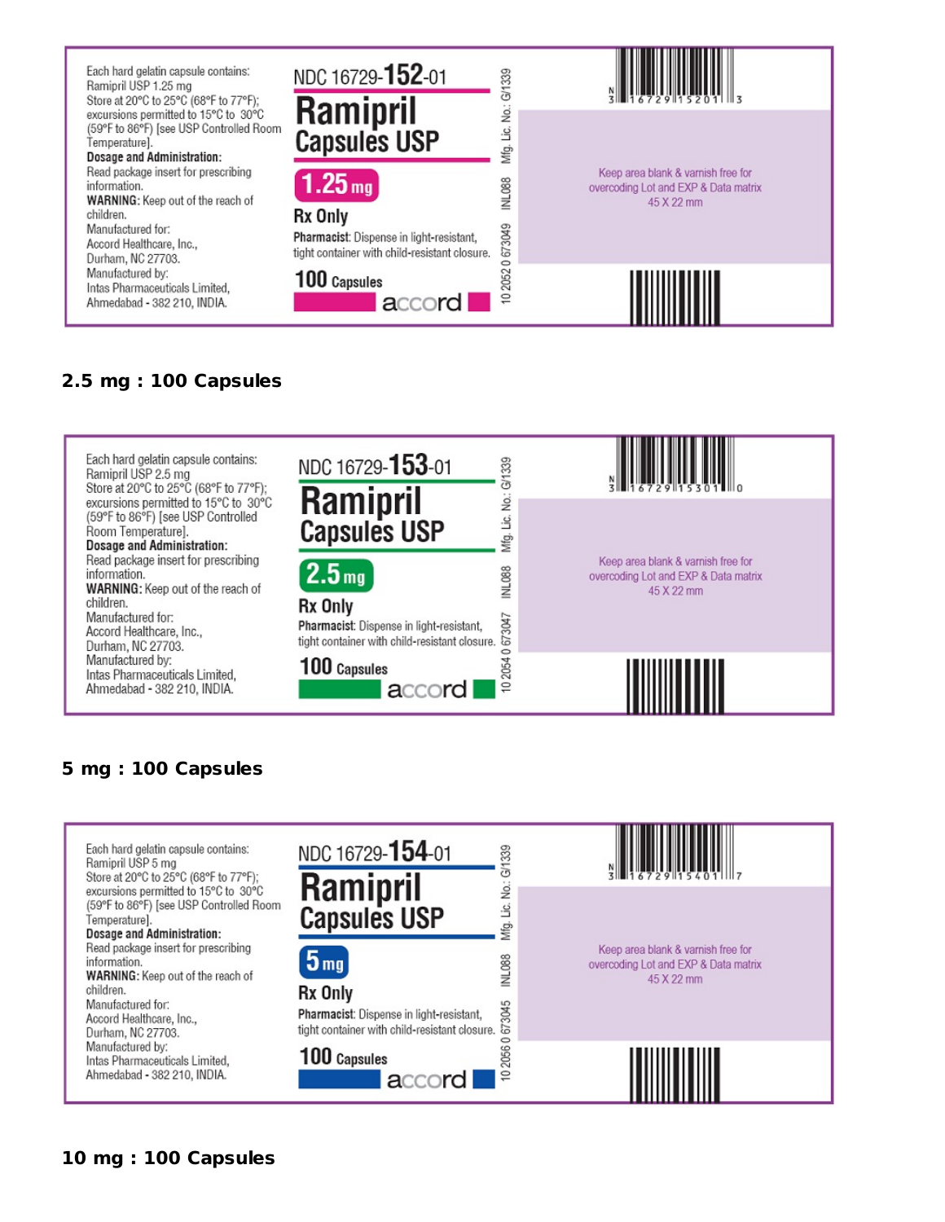Each hard gelatin capsule contains: Ramipril USP 1.25 mg
Store at 20°C to 25°C (68°F to 77°F); excursions permitted to 15°C to 30°C (59°F to 86°F) [see USP Controlled Room Temperature].
**Dosage and Administration:**
Read package insert for prescribing information.
**WARNING:** Keep out of the reach of children.
Manufactured for:
Accord Healthcare, Inc.,
Durham, NC 27703.
Manufactured by:
Intas Pharmaceuticals Limited,
Ahmedabad - 382 210, INDIA.

NDC 16729-**152**-01

**Ramipril Capsules USP**

**1.25 mg**

**Rx Only**

**Pharmacist**: Dispense in light-resistant, tight container with child-resistant closure.

**100** Capsules

accord

Mfg. Lic. No.: G/1339 INL088 10 2052 0 673049

Keep area blank & varnish free for overcoding Lot and EXP & Data matrix 45 X 22 mm

**2.5 mg : 100 Capsules**

Each hard gelatin capsule contains: Ramipril USP 2.5 mg
Store at 20°C to 25°C (68°F to 77°F); excursions permitted to 15°C to 30°C (59°F to 86°F) [see USP Controlled Room Temperature].
**Dosage and Administration:**
Read package insert for prescribing information.
**WARNING:** Keep out of the reach of children.
Manufactured for:
Accord Healthcare, Inc.,
Durham, NC 27703.
Manufactured by:
Intas Pharmaceuticals Limited,
Ahmedabad - 382 210, INDIA.

NDC 16729-**153**-01

**Ramipril Capsules USP**

**2.5 mg**

**Rx Only**

**Pharmacist**: Dispense in light-resistant, tight container with child-resistant closure.

**100** Capsules

accord

Mfg. Lic. No.: G/1339 INL088 10 2054 0 673047

Keep area blank & varnish free for overcoding Lot and EXP & Data matrix 45 X 22 mm

**5 mg : 100 Capsules**

Each hard gelatin capsule contains: Ramipril USP 5 mg
Store at 20°C to 25°C (68°F to 77°F); excursions permitted to 15°C to 30°C (59°F to 86°F) [see USP Controlled Room Temperature].
**Dosage and Administration:**
Read package insert for prescribing information.
**WARNING:** Keep out of the reach of children.
Manufactured for:
Accord Healthcare, Inc.,
Durham, NC 27703.
Manufactured by:
Intas Pharmaceuticals Limited,
Ahmedabad - 382 210, INDIA.

NDC 16729-**154**-01

**Ramipril Capsules USP**

**5 mg**

**Rx Only**

**Pharmacist**: Dispense in light-resistant, tight container with child-resistant closure.

**100** Capsules

accord

Mfg. Lic. No.: G/1339 INL088 10 2056 0 673045

Keep area blank & varnish free for overcoding Lot and EXP & Data matrix 45 X 22 mm

**10 mg : 100 Capsules**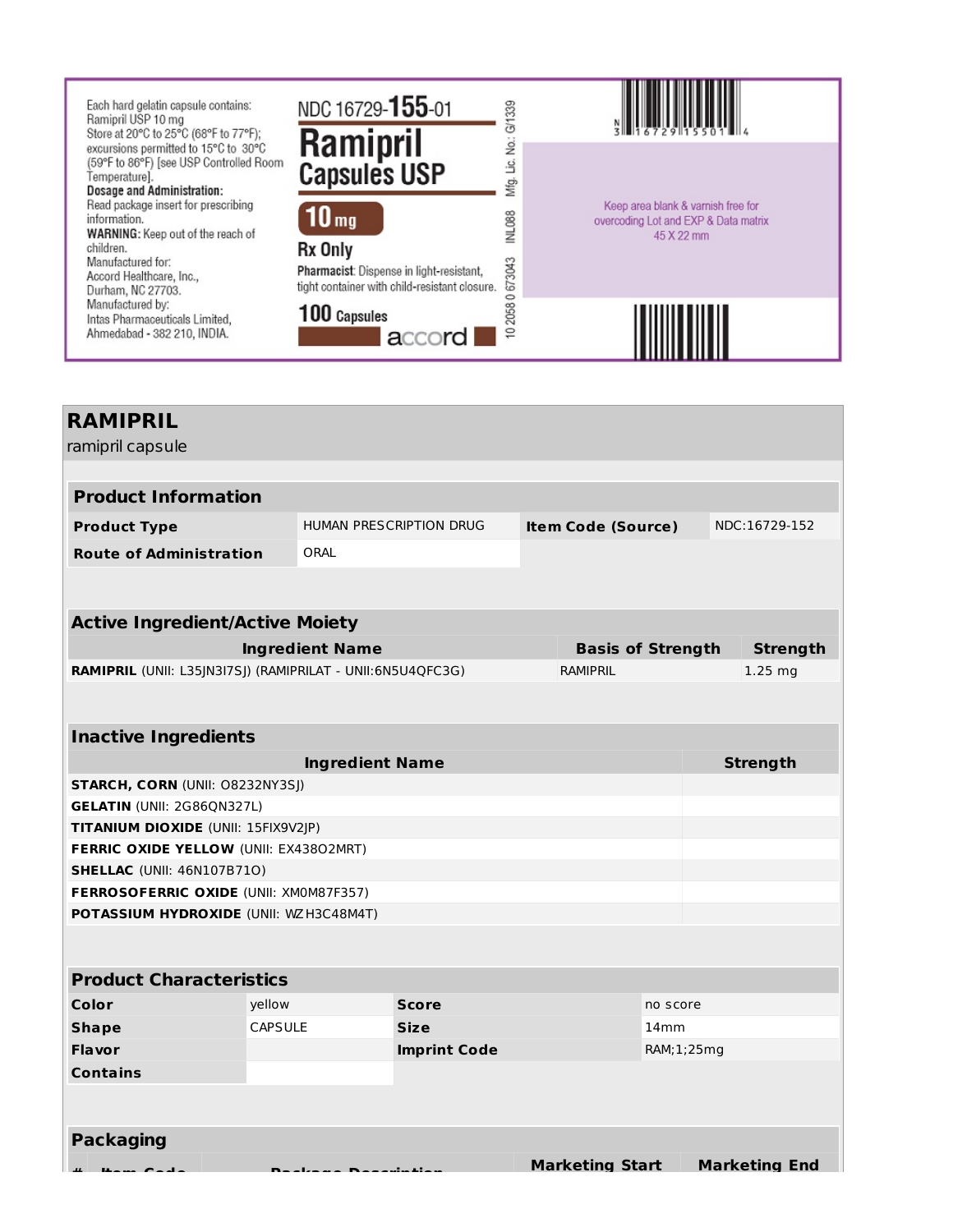Each hard gelatin capsule contains: Ramipril USP 10 mg
Store at 20°C to 25°C (68°F to 77°F); excursions permitted to 15°C to 30°C (59°F to 86°F) [see USP Controlled Room Temperature].
**Dosage and Administration:** Read package insert for prescribing information.
**WARNING:** Keep out of the reach of children.
Manufactured for:
Accord Healthcare, Inc.,
Durham, NC 27703.
Manufactured by:
Intas Pharmaceuticals Limited,
Ahmedabad - 382 210, INDIA.

NDC 16729-**155**-01

**Ramipril Capsules USP**

**10 mg**

**Rx Only**

**Pharmacist**: Dispense in light-resistant, tight container with child-resistant closure.

**100 Capsules**

accord

Mfg. Lic. No.: G/1339

INL088

10 2058 0 673043

N 3 16729 15501 4

Keep area blank & varnish free for overcoding Lot and EXP & Data matrix 45 X 22 mm

# RAMIPRIL

ramipril capsule

## Product Information

| | | | |
|---|---|---|---|
| **Product Type** | HUMAN PRESCRIPTION DRUG | **Item Code (Source)** | NDC:16729-152 |
| **Route of Administration** | ORAL | | |

## Active Ingredient/Active Moiety

| Ingredient Name | Basis of Strength | Strength |
|---|---|---|
| **RAMIPRIL** (UNII: L35JN3I7SJ) (RAMIPRILAT - UNII:6N5U4QFC3G) | RAMIPRIL | 1.25 mg |

## Inactive Ingredients

| Ingredient Name | Strength |
|---|---|
| **STARCH, CORN** (UNII: O8232NY3SJ) | |
| **GELATIN** (UNII: 2G86QN327L) | |
| **TITANIUM DIOXIDE** (UNII: 15FIX9V2JP) | |
| **FERRIC OXIDE YELLOW** (UNII: EX438O2MRT) | |
| **SHELLAC** (UNII: 46N107B71O) | |
| **FERROSOFERRIC OXIDE** (UNII: XM0M87F357) | |
| **POTASSIUM HYDROXIDE** (UNII: WZH3C48M4T) | |

## Product Characteristics

| | | | |
|---|---|---|---|
| **Color** | yellow | **Score** | no score |
| **Shape** | CAPSULE | **Size** | 14mm |
| **Flavor** | | **Imprint Code** | RAM;1;25mg |
| **Contains** | | | |

## Packaging

| # | Item Code | Package Description | Marketing Start | Marketing End |
|---|---|---|---|---|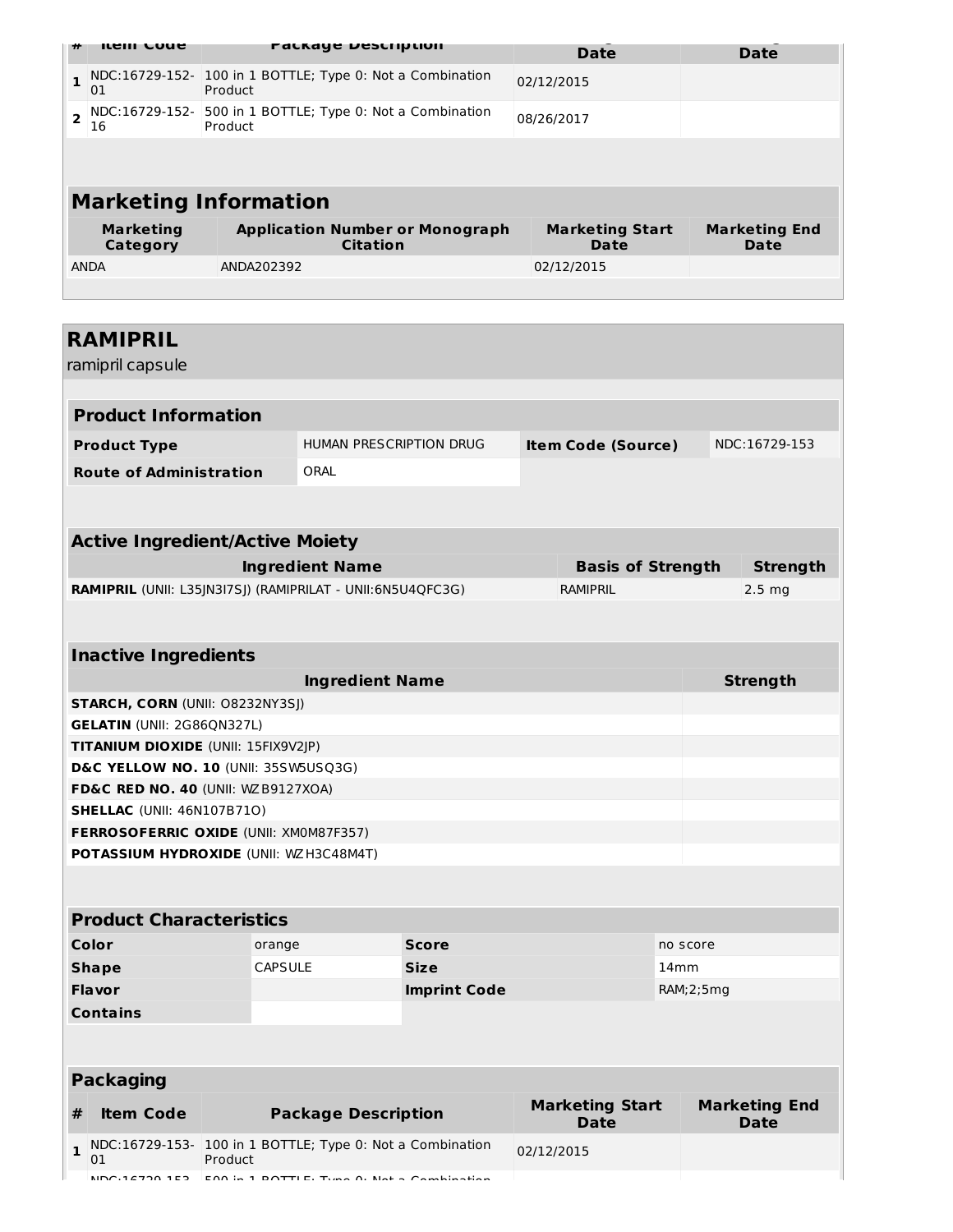| # | Item Code | Package Description | Marketing Start Date | Marketing End Date |
|---|---|---|---|---|
| 1 | NDC:16729-152-01 | 100 in 1 BOTTLE; Type 0: Not a Combination Product | 02/12/2015 | |
| 2 | NDC:16729-152-16 | 500 in 1 BOTTLE; Type 0: Not a Combination Product | 08/26/2017 | |

## Marketing Information

| Marketing Category | Application Number or Monograph Citation | Marketing Start Date | Marketing End Date |
|---|---|---|---|
| ANDA | ANDA202392 | 02/12/2015 | |

# RAMIPRIL

ramipril capsule

## Product Information

| | | | |
|---|---|---|---|
| **Product Type** | HUMAN PRESCRIPTION DRUG | **Item Code (Source)** | NDC:16729-153 |
| **Route of Administration** | ORAL | | |

## Active Ingredient/Active Moiety

| Ingredient Name | Basis of Strength | Strength |
|---|---|---|
| **RAMIPRIL** (UNII: L35JN3I7SJ) (RAMIPRILAT - UNII:6N5U4QFC3G) | RAMIPRIL | 2.5 mg |

## Inactive Ingredients

| Ingredient Name | Strength |
|---|---|
| **STARCH, CORN** (UNII: O8232NY3SJ) | |
| **GELATIN** (UNII: 2G86QN327L) | |
| **TITANIUM DIOXIDE** (UNII: 15FIX9V2JP) | |
| **D&C YELLOW NO. 10** (UNII: 35SW5USQ3G) | |
| **FD&C RED NO. 40** (UNII: WZB9127XOA) | |
| **SHELLAC** (UNII: 46N107B71O) | |
| **FERROSOFERRIC OXIDE** (UNII: XM0M87F357) | |
| **POTASSIUM HYDROXIDE** (UNII: WZH3C48M4T) | |

## Product Characteristics

| | | | |
|---|---|---|---|
| **Color** | orange | **Score** | no score |
| **Shape** | CAPSULE | **Size** | 14mm |
| **Flavor** | | **Imprint Code** | RAM;2;5mg |
| **Contains** | | | |

## Packaging

| # | Item Code | Package Description | Marketing Start Date | Marketing End Date |
|---|---|---|---|---|
| 1 | NDC:16729-153-01 | 100 in 1 BOTTLE; Type 0: Not a Combination Product | 02/12/2015 | |
| | NDC:16729-153- | 500 in 1 BOTTLE; Type 0: Not a Combination | | |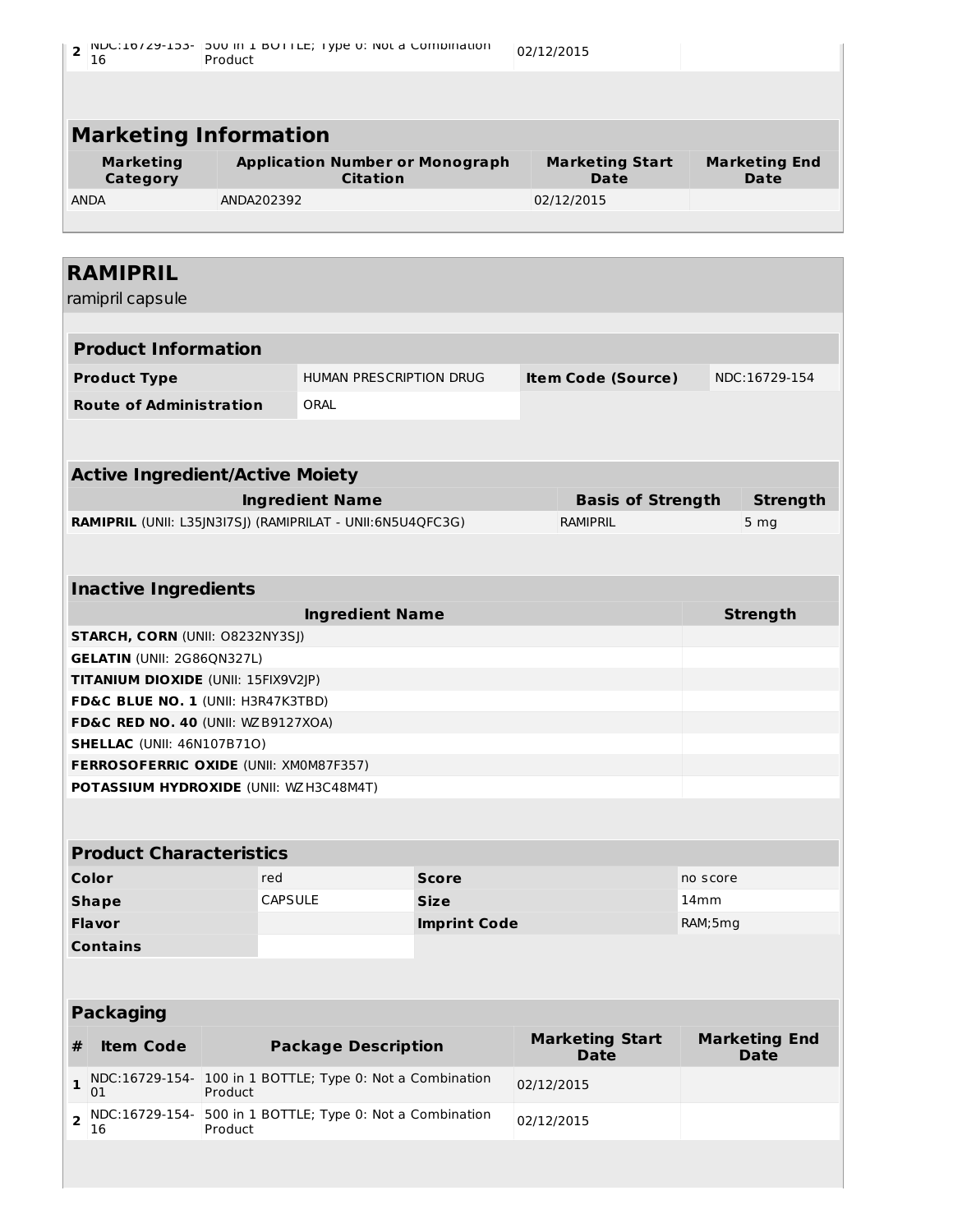| 2 | NDC:16729-153-16 | 500 in 1 BOTTLE; Type 0: Not a Combination Product | 02/12/2015 | |
|---|---|---|---|---|

## Marketing Information

| Marketing Category | Application Number or Monograph Citation | Marketing Start Date | Marketing End Date |
|---|---|---|---|
| ANDA | ANDA202392 | 02/12/2015 | |

# RAMIPRIL

ramipril capsule

## Product Information

| | | | |
|---|---|---|---|
| **Product Type** | HUMAN PRESCRIPTION DRUG | **Item Code (Source)** | NDC:16729-154 |
| **Route of Administration** | ORAL | | |

## Active Ingredient/Active Moiety

| Ingredient Name | Basis of Strength | Strength |
|---|---|---|
| **RAMIPRIL** (UNII: L35JN3I7SJ) (RAMIPRILAT - UNII:6N5U4QFC3G) | RAMIPRIL | 5 mg |

## Inactive Ingredients

| Ingredient Name | Strength |
|---|---|
| **STARCH, CORN** (UNII: O8232NY3SJ) | |
| **GELATIN** (UNII: 2G86QN327L) | |
| **TITANIUM DIOXIDE** (UNII: 15FIX9V2JP) | |
| **FD&C BLUE NO. 1** (UNII: H3R47K3TBD) | |
| **FD&C RED NO. 40** (UNII: WZB9127XOA) | |
| **SHELLAC** (UNII: 46N107B71O) | |
| **FERROSOFERRIC OXIDE** (UNII: XM0M87F357) | |
| **POTASSIUM HYDROXIDE** (UNII: WZH3C48M4T) | |

## Product Characteristics

| | | | |
|---|---|---|---|
| **Color** | red | **Score** | no score |
| **Shape** | CAPSULE | **Size** | 14mm |
| **Flavor** | | **Imprint Code** | RAM;5mg |
| **Contains** | | | |

## Packaging

| # | Item Code | Package Description | Marketing Start Date | Marketing End Date |
|---|---|---|---|---|
| 1 | NDC:16729-154-01 | 100 in 1 BOTTLE; Type 0: Not a Combination Product | 02/12/2015 | |
| 2 | NDC:16729-154-16 | 500 in 1 BOTTLE; Type 0: Not a Combination Product | 02/12/2015 | |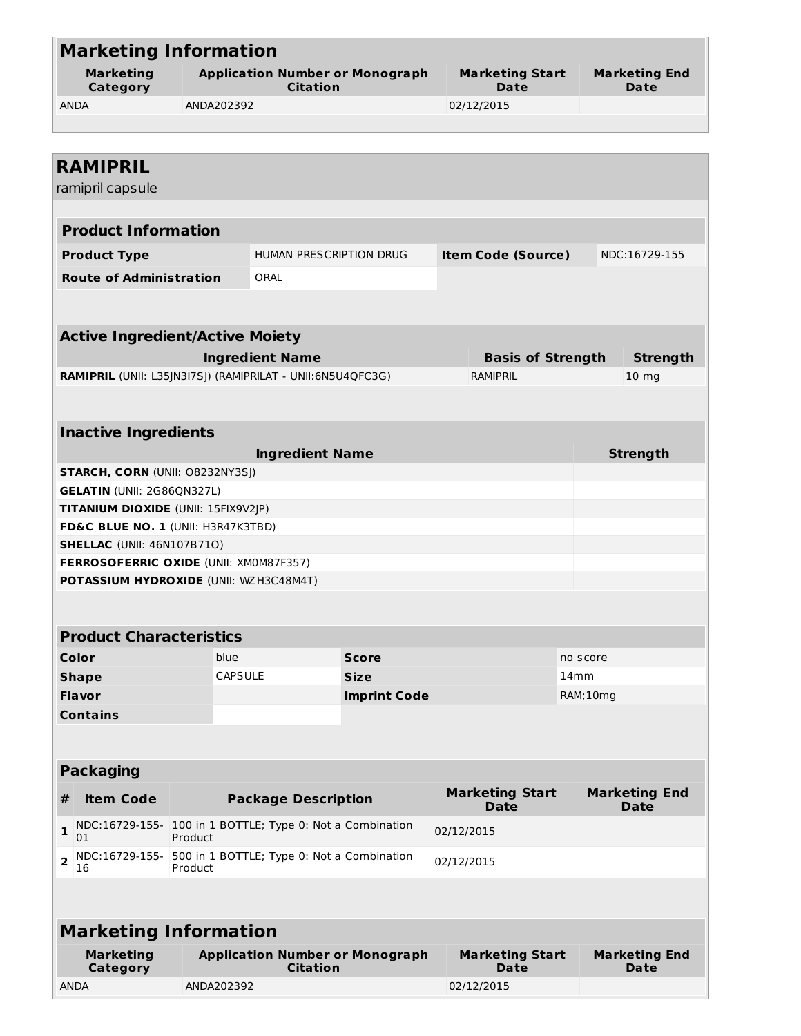## Marketing Information

| Marketing Category | Application Number or Monograph Citation | Marketing Start Date | Marketing End Date |
|---|---|---|---|
| ANDA | ANDA202392 | 02/12/2015 | |

# RAMIPRIL

ramipril capsule

## Product Information

| | | | |
|---|---|---|---|
| **Product Type** | HUMAN PRESCRIPTION DRUG | **Item Code (Source)** | NDC:16729-155 |
| **Route of Administration** | ORAL | | |

## Active Ingredient/Active Moiety

| Ingredient Name | Basis of Strength | Strength |
|---|---|---|
| **RAMIPRIL** (UNII: L35JN3I7SJ) (RAMIPRILAT - UNII:6N5U4QFC3G) | RAMIPRIL | 10 mg |

## Inactive Ingredients

| Ingredient Name | Strength |
|---|---|
| **STARCH, CORN** (UNII: O8232NY3SJ) | |
| **GELATIN** (UNII: 2G86QN327L) | |
| **TITANIUM DIOXIDE** (UNII: 15FIX9V2JP) | |
| **FD&C BLUE NO. 1** (UNII: H3R47K3TBD) | |
| **SHELLAC** (UNII: 46N107B71O) | |
| **FERROSOFERRIC OXIDE** (UNII: XM0M87F357) | |
| **POTASSIUM HYDROXIDE** (UNII: WZH3C48M4T) | |

## Product Characteristics

| | | | |
|---|---|---|---|
| **Color** | blue | **Score** | no score |
| **Shape** | CAPSULE | **Size** | 14mm |
| **Flavor** | | **Imprint Code** | RAM;10mg |
| **Contains** | | | |

## Packaging

| # | Item Code | Package Description | Marketing Start Date | Marketing End Date |
|---|---|---|---|---|
| 1 | NDC:16729-155-01 | 100 in 1 BOTTLE; Type 0: Not a Combination Product | 02/12/2015 | |
| 2 | NDC:16729-155-16 | 500 in 1 BOTTLE; Type 0: Not a Combination Product | 02/12/2015 | |

## Marketing Information

| Marketing Category | Application Number or Monograph Citation | Marketing Start Date | Marketing End Date |
|---|---|---|---|
| ANDA | ANDA202392 | 02/12/2015 | |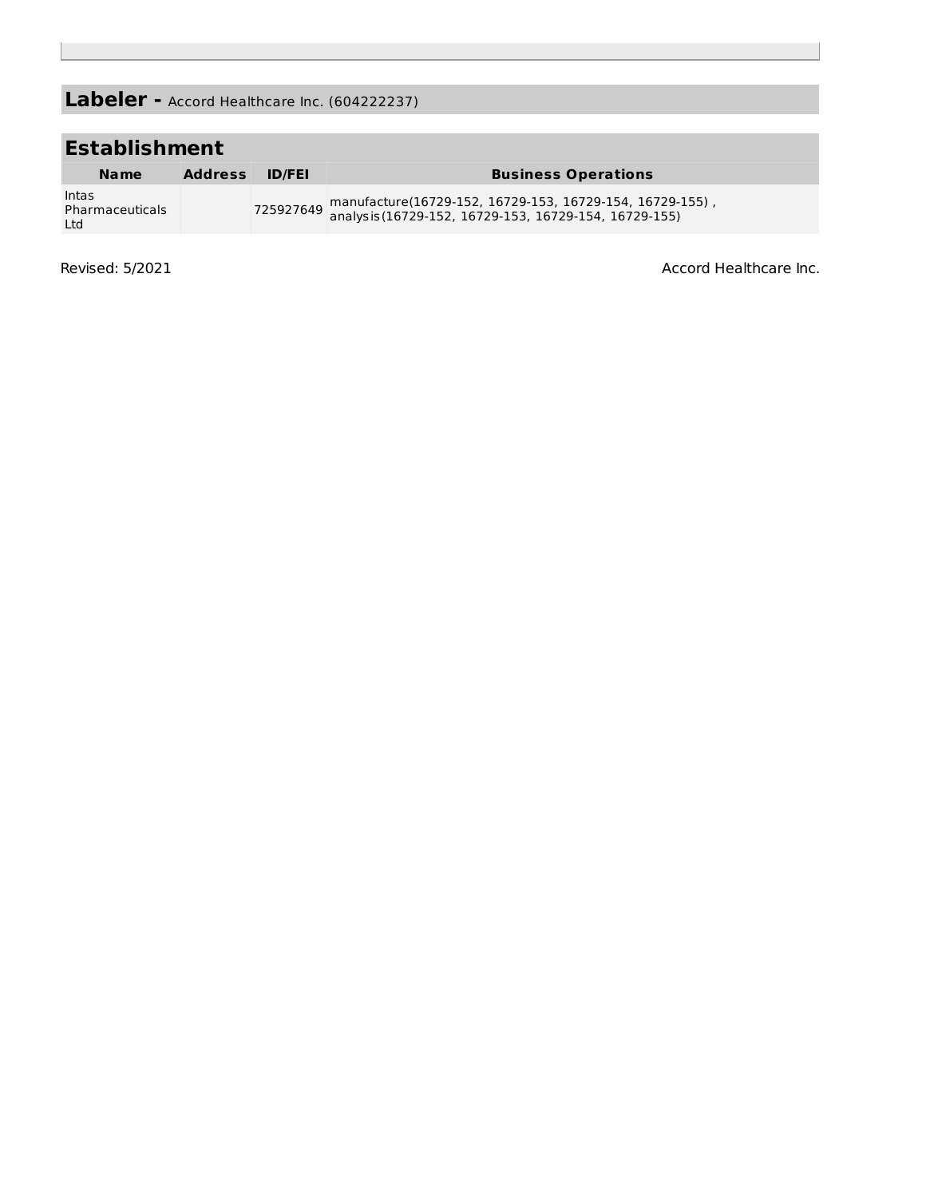## Labeler - Accord Healthcare Inc. (604222237)

## Establishment

| Name | Address | ID/FEI | Business Operations |
| --- | --- | --- | --- |
| Intas Pharmaceuticals Ltd | | 725927649 | manufacture(16729-152, 16729-153, 16729-154, 16729-155) , analysis(16729-152, 16729-153, 16729-154, 16729-155) |

Revised: 5/2021

Accord Healthcare Inc.